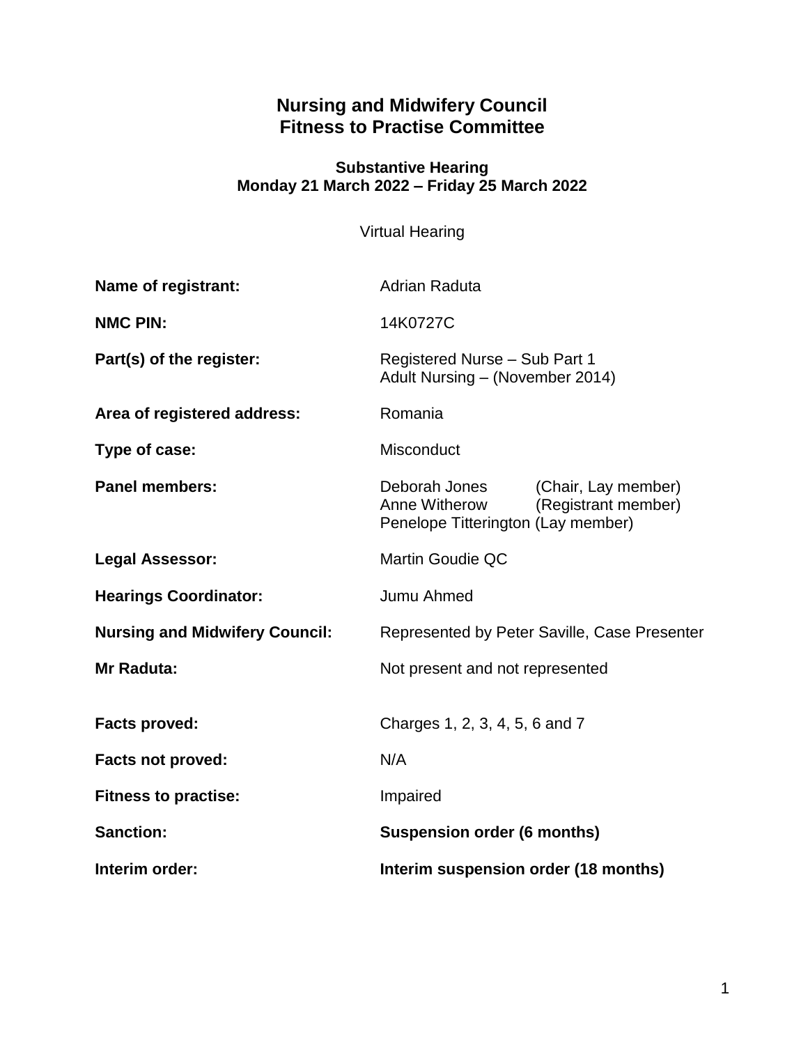# Nursing and Midwifery Council
# Fitness to Practise Committee

### Substantive Hearing
### Monday 21 March 2022 – Friday 25 March 2022

Virtual Hearing

| | |
|---|---|
| **Name of registrant:** | Adrian Raduta |
| **NMC PIN:** | 14K0727C |
| **Part(s) of the register:** | Registered Nurse – Sub Part 1<br>Adult Nursing – (November 2014) |
| **Area of registered address:** | Romania |
| **Type of case:** | Misconduct |
| **Panel members:** | Deborah Jones (Chair, Lay member)<br>Anne Witherow (Registrant member)<br>Penelope Titterington (Lay member) |
| **Legal Assessor:** | Martin Goudie QC |
| **Hearings Coordinator:** | Jumu Ahmed |
| **Nursing and Midwifery Council:** | Represented by Peter Saville, Case Presenter |
| **Mr Raduta:** | Not present and not represented |
| **Facts proved:** | Charges 1, 2, 3, 4, 5, 6 and 7 |
| **Facts not proved:** | N/A |
| **Fitness to practise:** | Impaired |
| **Sanction:** | **Suspension order (6 months)** |
| **Interim order:** | **Interim suspension order (18 months)** |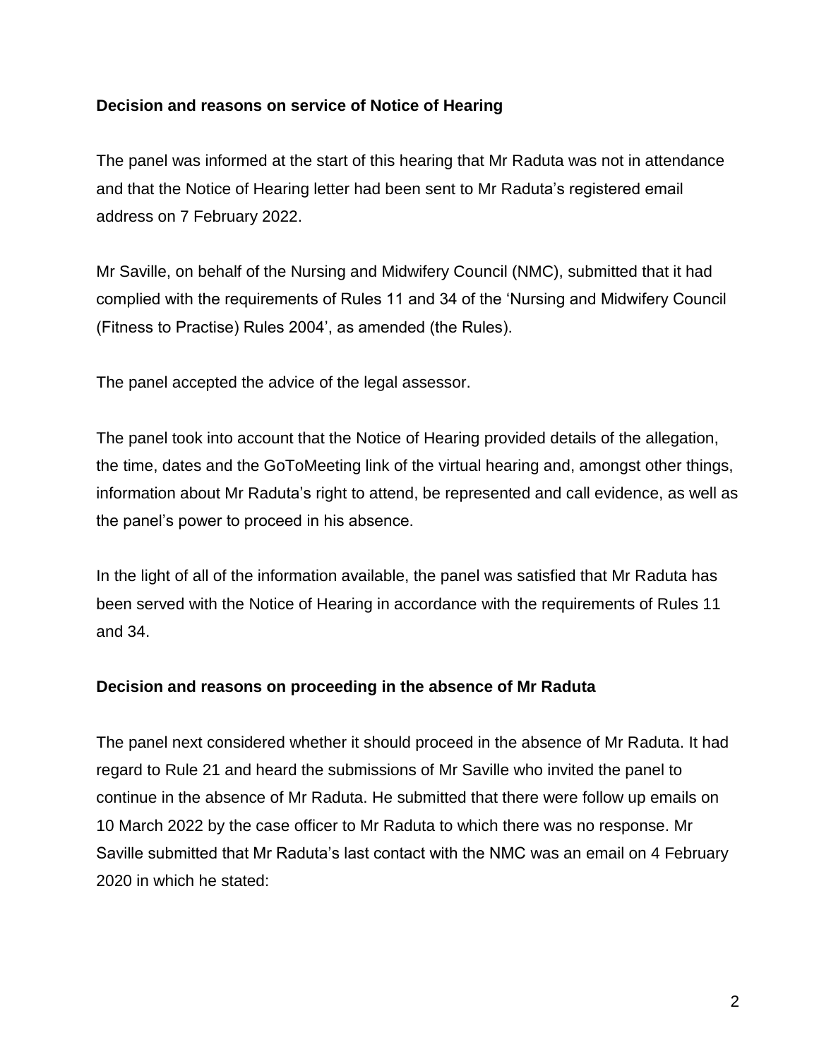**Decision and reasons on service of Notice of Hearing**

The panel was informed at the start of this hearing that Mr Raduta was not in attendance and that the Notice of Hearing letter had been sent to Mr Raduta's registered email address on 7 February 2022.

Mr Saville, on behalf of the Nursing and Midwifery Council (NMC), submitted that it had complied with the requirements of Rules 11 and 34 of the 'Nursing and Midwifery Council (Fitness to Practise) Rules 2004', as amended (the Rules).

The panel accepted the advice of the legal assessor.

The panel took into account that the Notice of Hearing provided details of the allegation, the time, dates and the GoToMeeting link of the virtual hearing and, amongst other things, information about Mr Raduta's right to attend, be represented and call evidence, as well as the panel's power to proceed in his absence.

In the light of all of the information available, the panel was satisfied that Mr Raduta has been served with the Notice of Hearing in accordance with the requirements of Rules 11 and 34.

**Decision and reasons on proceeding in the absence of Mr Raduta**

The panel next considered whether it should proceed in the absence of Mr Raduta. It had regard to Rule 21 and heard the submissions of Mr Saville who invited the panel to continue in the absence of Mr Raduta. He submitted that there were follow up emails on 10 March 2022 by the case officer to Mr Raduta to which there was no response. Mr Saville submitted that Mr Raduta's last contact with the NMC was an email on 4 February 2020 in which he stated: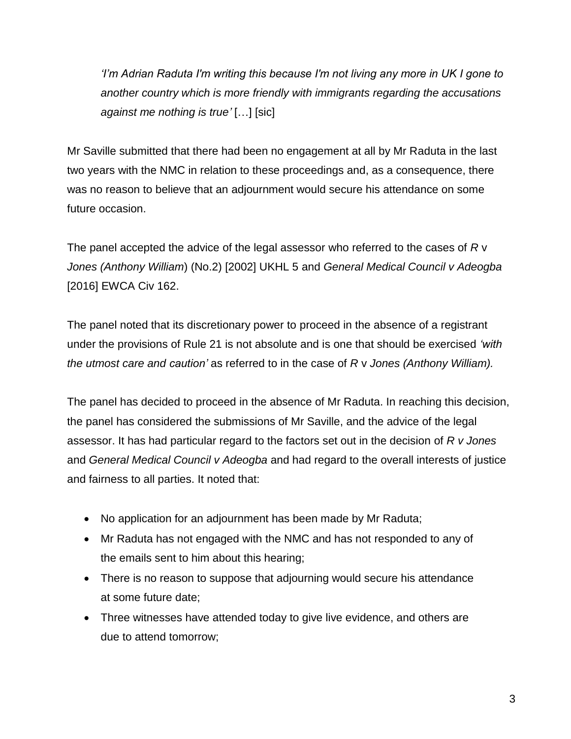> *'I'm Adrian Raduta I'm writing this because I'm not living any more in UK I gone to another country which is more friendly with immigrants regarding the accusations against me nothing is true'* […] [sic]

Mr Saville submitted that there had been no engagement at all by Mr Raduta in the last two years with the NMC in relation to these proceedings and, as a consequence, there was no reason to believe that an adjournment would secure his attendance on some future occasion.

The panel accepted the advice of the legal assessor who referred to the cases of *R* v *Jones (Anthony William*) (No.2) [2002] UKHL 5 and *General Medical Council v Adeogba* [2016] EWCA Civ 162.

The panel noted that its discretionary power to proceed in the absence of a registrant under the provisions of Rule 21 is not absolute and is one that should be exercised *'with the utmost care and caution'* as referred to in the case of *R* v *Jones (Anthony William).*

The panel has decided to proceed in the absence of Mr Raduta. In reaching this decision, the panel has considered the submissions of Mr Saville, and the advice of the legal assessor. It has had particular regard to the factors set out in the decision of *R v Jones* and *General Medical Council v Adeogba* and had regard to the overall interests of justice and fairness to all parties. It noted that:

- No application for an adjournment has been made by Mr Raduta;
- Mr Raduta has not engaged with the NMC and has not responded to any of the emails sent to him about this hearing;
- There is no reason to suppose that adjourning would secure his attendance at some future date;
- Three witnesses have attended today to give live evidence, and others are due to attend tomorrow;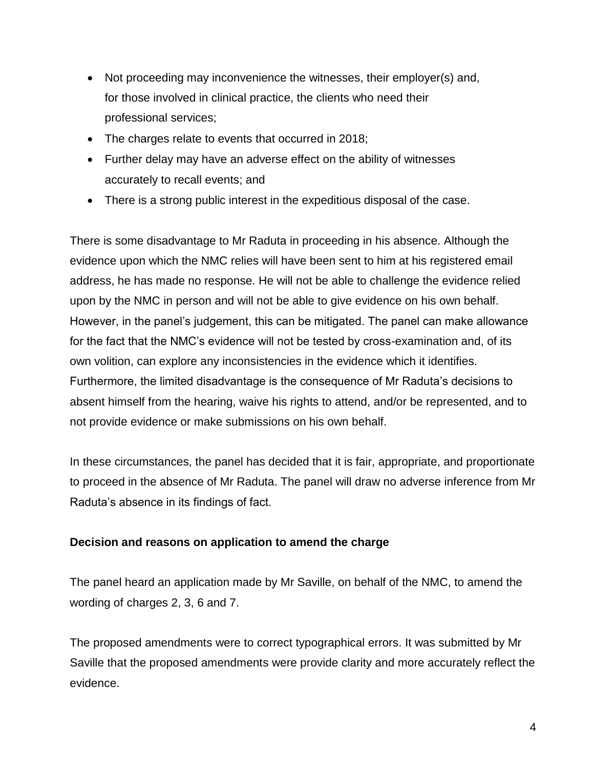- Not proceeding may inconvenience the witnesses, their employer(s) and, for those involved in clinical practice, the clients who need their professional services;
- The charges relate to events that occurred in 2018;
- Further delay may have an adverse effect on the ability of witnesses accurately to recall events; and
- There is a strong public interest in the expeditious disposal of the case.

There is some disadvantage to Mr Raduta in proceeding in his absence. Although the evidence upon which the NMC relies will have been sent to him at his registered email address, he has made no response. He will not be able to challenge the evidence relied upon by the NMC in person and will not be able to give evidence on his own behalf. However, in the panel's judgement, this can be mitigated. The panel can make allowance for the fact that the NMC's evidence will not be tested by cross-examination and, of its own volition, can explore any inconsistencies in the evidence which it identifies. Furthermore, the limited disadvantage is the consequence of Mr Raduta's decisions to absent himself from the hearing, waive his rights to attend, and/or be represented, and to not provide evidence or make submissions on his own behalf.

In these circumstances, the panel has decided that it is fair, appropriate, and proportionate to proceed in the absence of Mr Raduta. The panel will draw no adverse inference from Mr Raduta's absence in its findings of fact.

**Decision and reasons on application to amend the charge**

The panel heard an application made by Mr Saville, on behalf of the NMC, to amend the wording of charges 2, 3, 6 and 7.

The proposed amendments were to correct typographical errors. It was submitted by Mr Saville that the proposed amendments were provide clarity and more accurately reflect the evidence.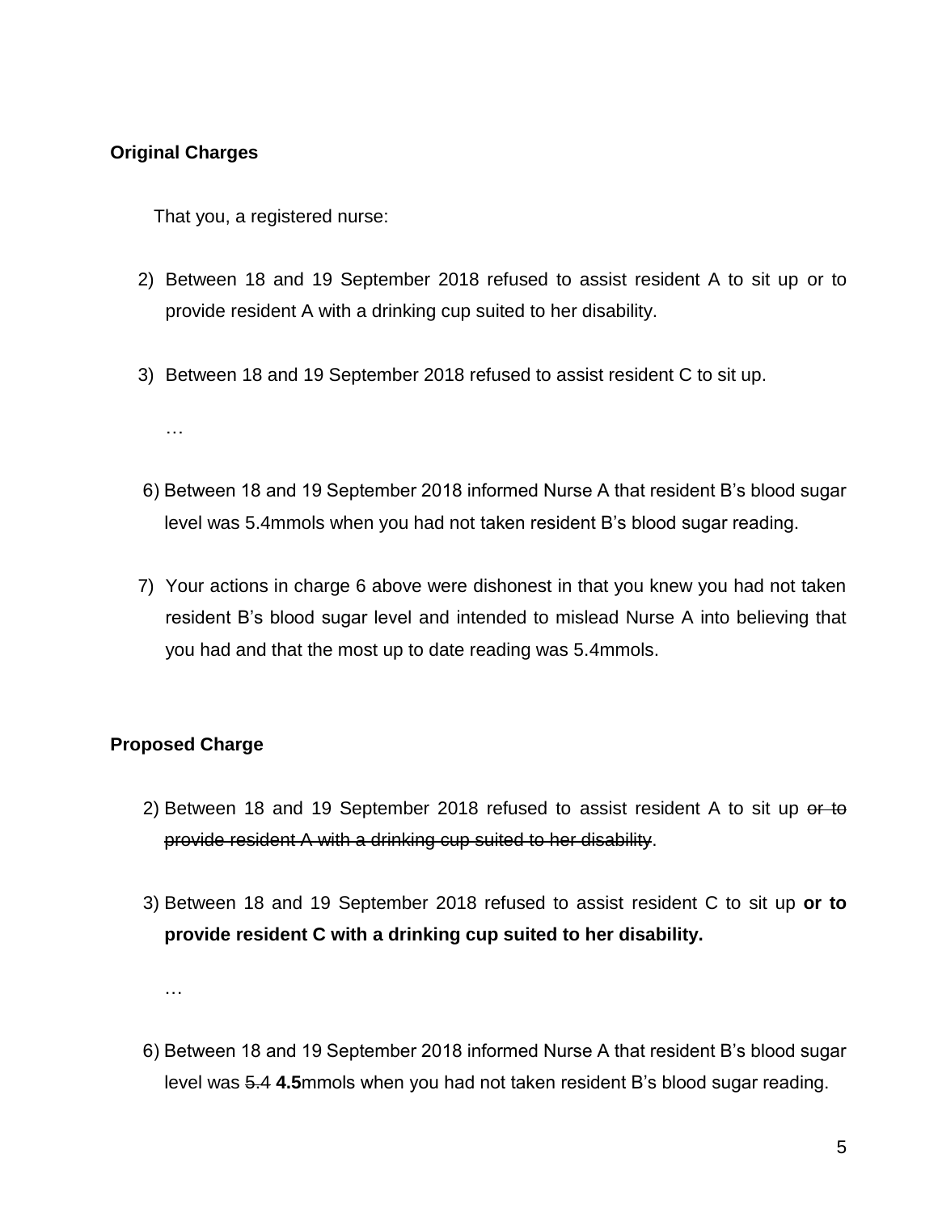**Original Charges**

That you, a registered nurse:

2) Between 18 and 19 September 2018 refused to assist resident A to sit up or to provide resident A with a drinking cup suited to her disability.

3) Between 18 and 19 September 2018 refused to assist resident C to sit up.

…

6) Between 18 and 19 September 2018 informed Nurse A that resident B's blood sugar level was 5.4mmols when you had not taken resident B's blood sugar reading.

7) Your actions in charge 6 above were dishonest in that you knew you had not taken resident B's blood sugar level and intended to mislead Nurse A into believing that you had and that the most up to date reading was 5.4mmols.

**Proposed Charge**

2) Between 18 and 19 September 2018 refused to assist resident A to sit up ~~or to provide resident A with a drinking cup suited to her disability~~.

3) Between 18 and 19 September 2018 refused to assist resident C to sit up **or to provide resident C with a drinking cup suited to her disability.**

…

6) Between 18 and 19 September 2018 informed Nurse A that resident B's blood sugar level was ~~5.4~~ **4.5**mmols when you had not taken resident B's blood sugar reading.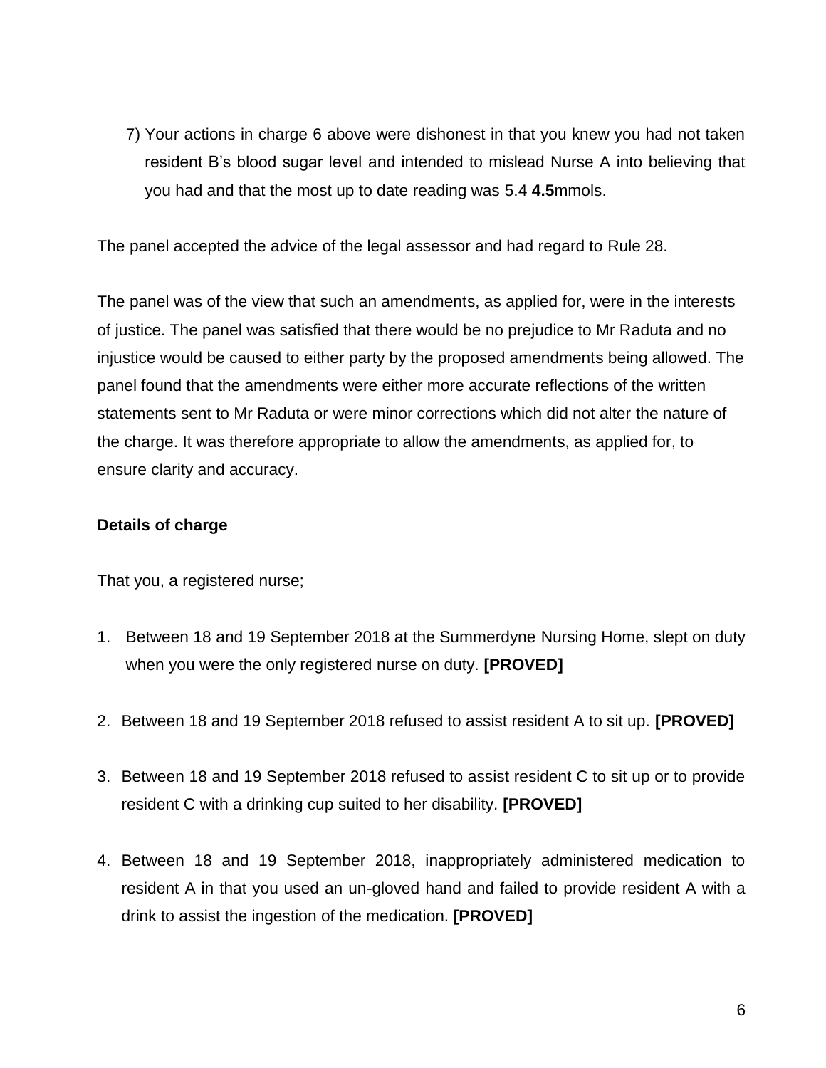7) Your actions in charge 6 above were dishonest in that you knew you had not taken resident B's blood sugar level and intended to mislead Nurse A into believing that you had and that the most up to date reading was ~~5.4~~ **4.5**mmols.

The panel accepted the advice of the legal assessor and had regard to Rule 28.

The panel was of the view that such an amendments, as applied for, were in the interests of justice. The panel was satisfied that there would be no prejudice to Mr Raduta and no injustice would be caused to either party by the proposed amendments being allowed. The panel found that the amendments were either more accurate reflections of the written statements sent to Mr Raduta or were minor corrections which did not alter the nature of the charge. It was therefore appropriate to allow the amendments, as applied for, to ensure clarity and accuracy.

**Details of charge**

That you, a registered nurse;

1. Between 18 and 19 September 2018 at the Summerdyne Nursing Home, slept on duty when you were the only registered nurse on duty. **[PROVED]**

2. Between 18 and 19 September 2018 refused to assist resident A to sit up. **[PROVED]**

3. Between 18 and 19 September 2018 refused to assist resident C to sit up or to provide resident C with a drinking cup suited to her disability. **[PROVED]**

4. Between 18 and 19 September 2018, inappropriately administered medication to resident A in that you used an un-gloved hand and failed to provide resident A with a drink to assist the ingestion of the medication. **[PROVED]**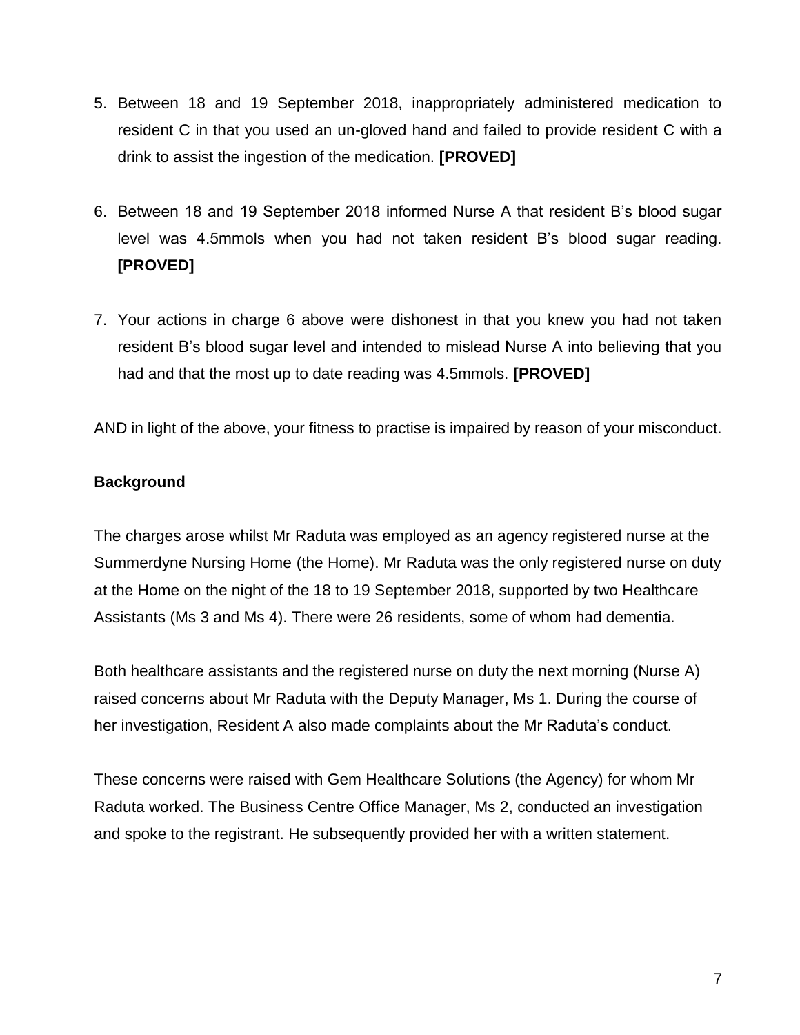5. Between 18 and 19 September 2018, inappropriately administered medication to resident C in that you used an un-gloved hand and failed to provide resident C with a drink to assist the ingestion of the medication. **[PROVED]**

6. Between 18 and 19 September 2018 informed Nurse A that resident B's blood sugar level was 4.5mmols when you had not taken resident B's blood sugar reading. **[PROVED]**

7. Your actions in charge 6 above were dishonest in that you knew you had not taken resident B's blood sugar level and intended to mislead Nurse A into believing that you had and that the most up to date reading was 4.5mmols. **[PROVED]**

AND in light of the above, your fitness to practise is impaired by reason of your misconduct.

**Background**

The charges arose whilst Mr Raduta was employed as an agency registered nurse at the Summerdyne Nursing Home (the Home). Mr Raduta was the only registered nurse on duty at the Home on the night of the 18 to 19 September 2018, supported by two Healthcare Assistants (Ms 3 and Ms 4). There were 26 residents, some of whom had dementia.

Both healthcare assistants and the registered nurse on duty the next morning (Nurse A) raised concerns about Mr Raduta with the Deputy Manager, Ms 1. During the course of her investigation, Resident A also made complaints about the Mr Raduta's conduct.

These concerns were raised with Gem Healthcare Solutions (the Agency) for whom Mr Raduta worked. The Business Centre Office Manager, Ms 2, conducted an investigation and spoke to the registrant. He subsequently provided her with a written statement.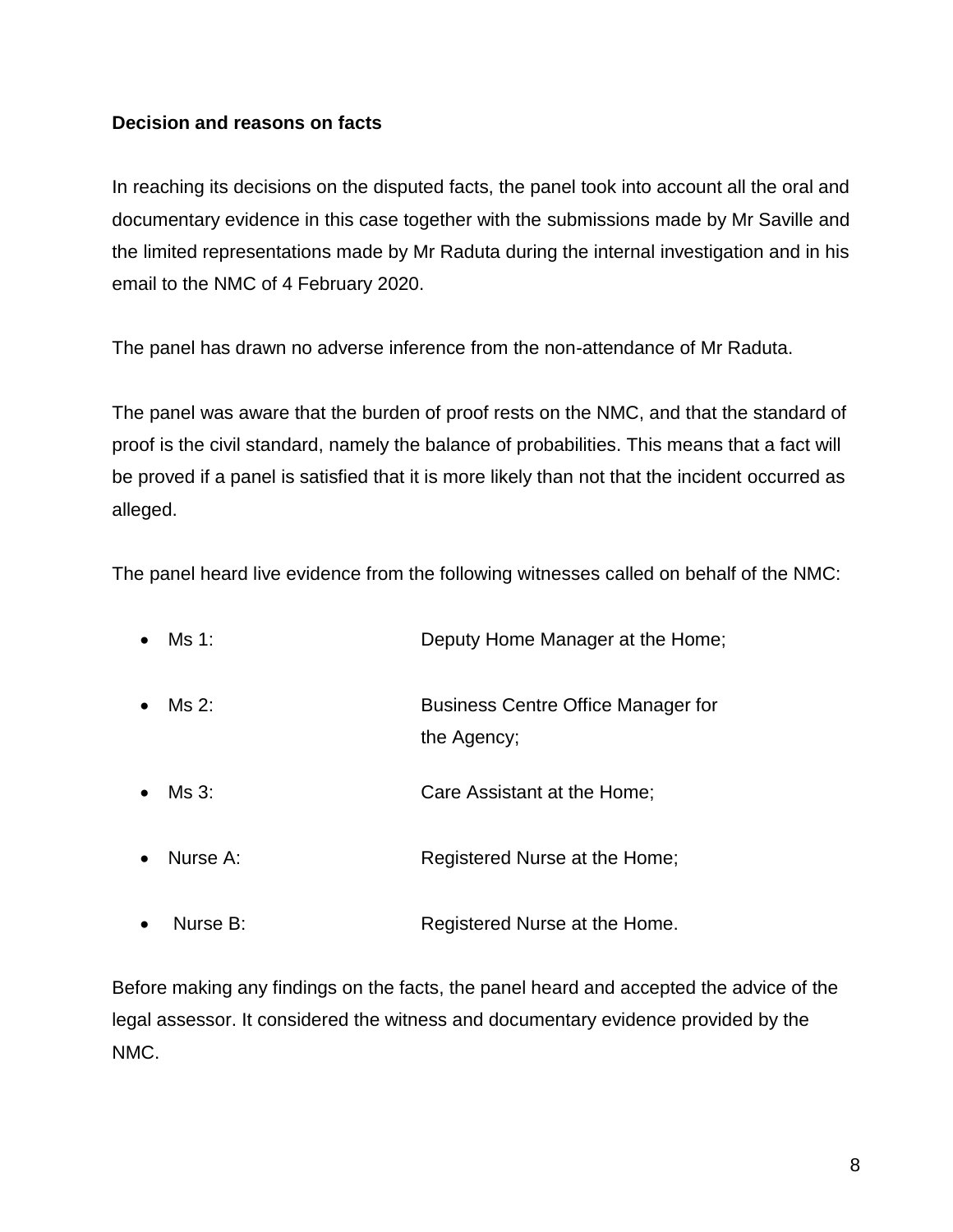**Decision and reasons on facts**

In reaching its decisions on the disputed facts, the panel took into account all the oral and documentary evidence in this case together with the submissions made by Mr Saville and the limited representations made by Mr Raduta during the internal investigation and in his email to the NMC of 4 February 2020.

The panel has drawn no adverse inference from the non-attendance of Mr Raduta.

The panel was aware that the burden of proof rests on the NMC, and that the standard of proof is the civil standard, namely the balance of probabilities. This means that a fact will be proved if a panel is satisfied that it is more likely than not that the incident occurred as alleged.

The panel heard live evidence from the following witnesses called on behalf of the NMC:

- Ms 1: Deputy Home Manager at the Home;
- Ms 2: Business Centre Office Manager for the Agency;
- Ms 3: Care Assistant at the Home;
- Nurse A: Registered Nurse at the Home;
- Nurse B: Registered Nurse at the Home.

Before making any findings on the facts, the panel heard and accepted the advice of the legal assessor. It considered the witness and documentary evidence provided by the NMC.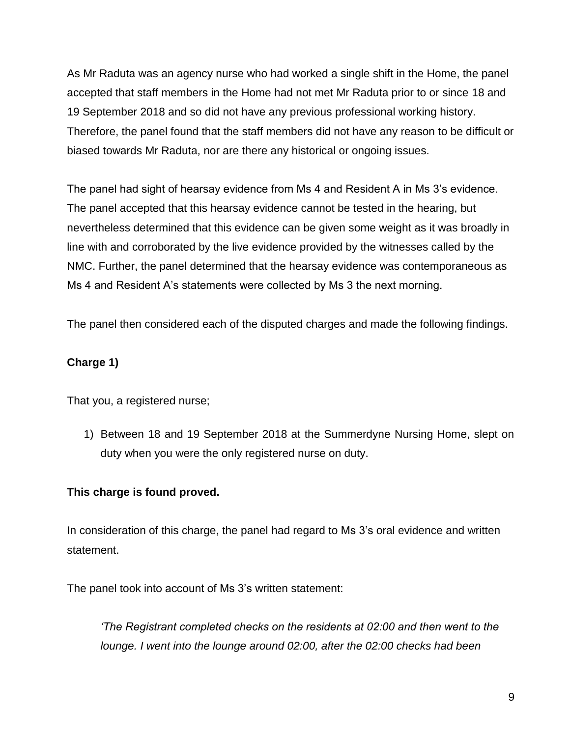As Mr Raduta was an agency nurse who had worked a single shift in the Home, the panel accepted that staff members in the Home had not met Mr Raduta prior to or since 18 and 19 September 2018 and so did not have any previous professional working history. Therefore, the panel found that the staff members did not have any reason to be difficult or biased towards Mr Raduta, nor are there any historical or ongoing issues.

The panel had sight of hearsay evidence from Ms 4 and Resident A in Ms 3's evidence. The panel accepted that this hearsay evidence cannot be tested in the hearing, but nevertheless determined that this evidence can be given some weight as it was broadly in line with and corroborated by the live evidence provided by the witnesses called by the NMC. Further, the panel determined that the hearsay evidence was contemporaneous as Ms 4 and Resident A's statements were collected by Ms 3 the next morning.

The panel then considered each of the disputed charges and made the following findings.

**Charge 1)**

That you, a registered nurse;

1) Between 18 and 19 September 2018 at the Summerdyne Nursing Home, slept on duty when you were the only registered nurse on duty.

**This charge is found proved.**

In consideration of this charge, the panel had regard to Ms 3's oral evidence and written statement.

The panel took into account of Ms 3's written statement:

> *'The Registrant completed checks on the residents at 02:00 and then went to the lounge. I went into the lounge around 02:00, after the 02:00 checks had been*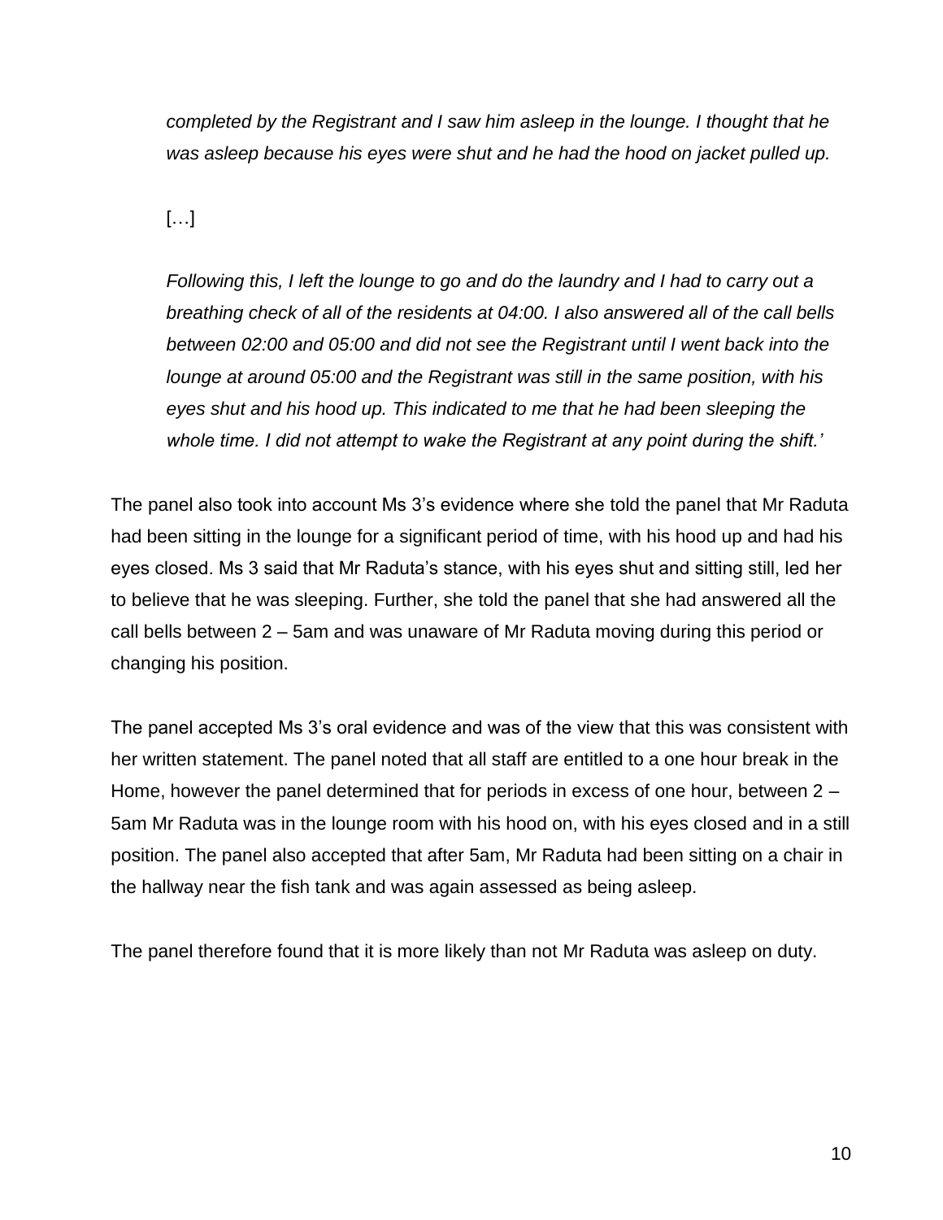*completed by the Registrant and I saw him asleep in the lounge. I thought that he was asleep because his eyes were shut and he had the hood on jacket pulled up.*

[…]

*Following this, I left the lounge to go and do the laundry and I had to carry out a breathing check of all of the residents at 04:00. I also answered all of the call bells between 02:00 and 05:00 and did not see the Registrant until I went back into the lounge at around 05:00 and the Registrant was still in the same position, with his eyes shut and his hood up. This indicated to me that he had been sleeping the whole time. I did not attempt to wake the Registrant at any point during the shift.'*

The panel also took into account Ms 3's evidence where she told the panel that Mr Raduta had been sitting in the lounge for a significant period of time, with his hood up and had his eyes closed. Ms 3 said that Mr Raduta's stance, with his eyes shut and sitting still, led her to believe that he was sleeping. Further, she told the panel that she had answered all the call bells between 2 – 5am and was unaware of Mr Raduta moving during this period or changing his position.

The panel accepted Ms 3's oral evidence and was of the view that this was consistent with her written statement. The panel noted that all staff are entitled to a one hour break in the Home, however the panel determined that for periods in excess of one hour, between 2 – 5am Mr Raduta was in the lounge room with his hood on, with his eyes closed and in a still position. The panel also accepted that after 5am, Mr Raduta had been sitting on a chair in the hallway near the fish tank and was again assessed as being asleep.

The panel therefore found that it is more likely than not Mr Raduta was asleep on duty.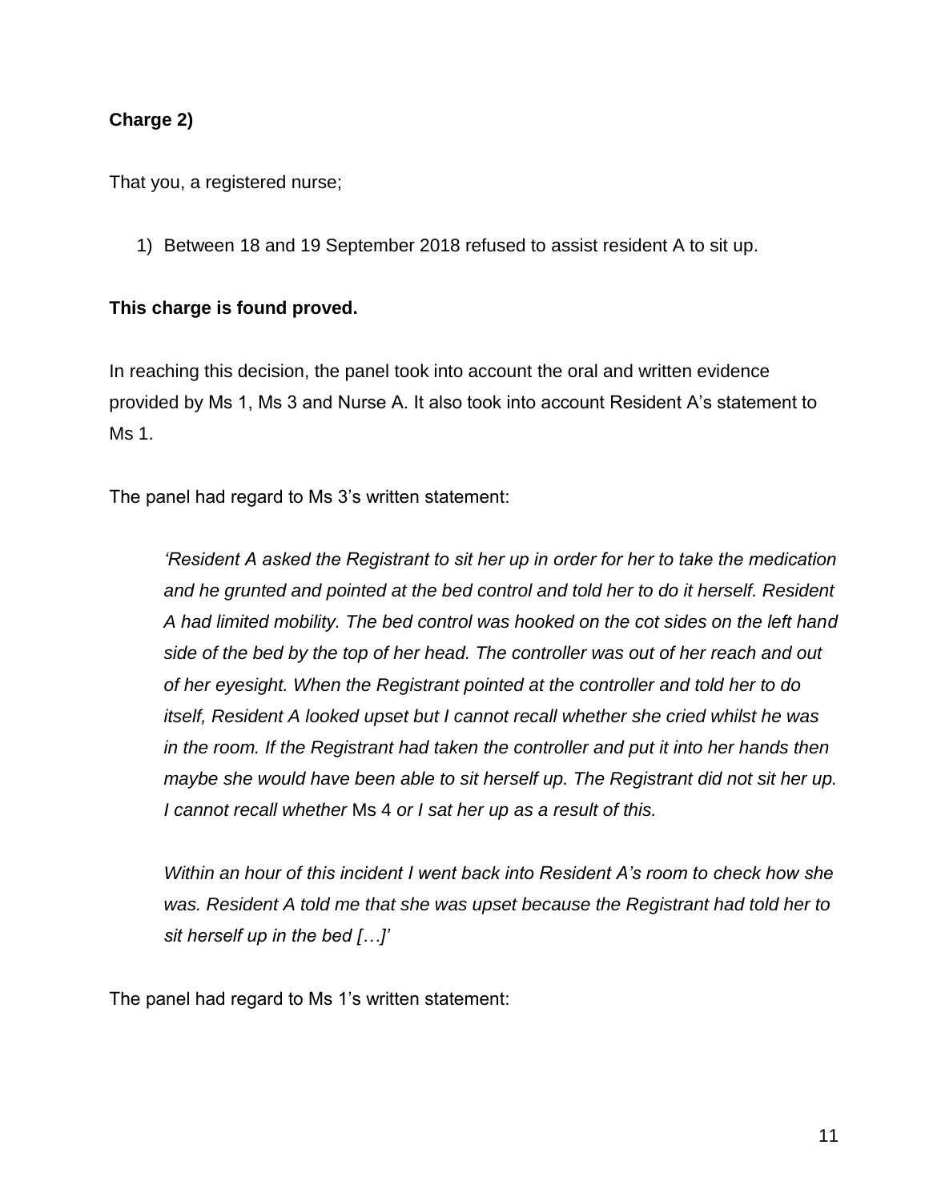**Charge 2)**

That you, a registered nurse;

1) Between 18 and 19 September 2018 refused to assist resident A to sit up.

**This charge is found proved.**

In reaching this decision, the panel took into account the oral and written evidence provided by Ms 1, Ms 3 and Nurse A. It also took into account Resident A's statement to Ms 1.

The panel had regard to Ms 3's written statement:

> *'Resident A asked the Registrant to sit her up in order for her to take the medication and he grunted and pointed at the bed control and told her to do it herself. Resident A had limited mobility. The bed control was hooked on the cot sides on the left hand side of the bed by the top of her head. The controller was out of her reach and out of her eyesight. When the Registrant pointed at the controller and told her to do itself, Resident A looked upset but I cannot recall whether she cried whilst he was in the room. If the Registrant had taken the controller and put it into her hands then maybe she would have been able to sit herself up. The Registrant did not sit her up. I cannot recall whether* Ms 4 *or I sat her up as a result of this.*
>
> *Within an hour of this incident I went back into Resident A's room to check how she was. Resident A told me that she was upset because the Registrant had told her to sit herself up in the bed […]'*

The panel had regard to Ms 1's written statement: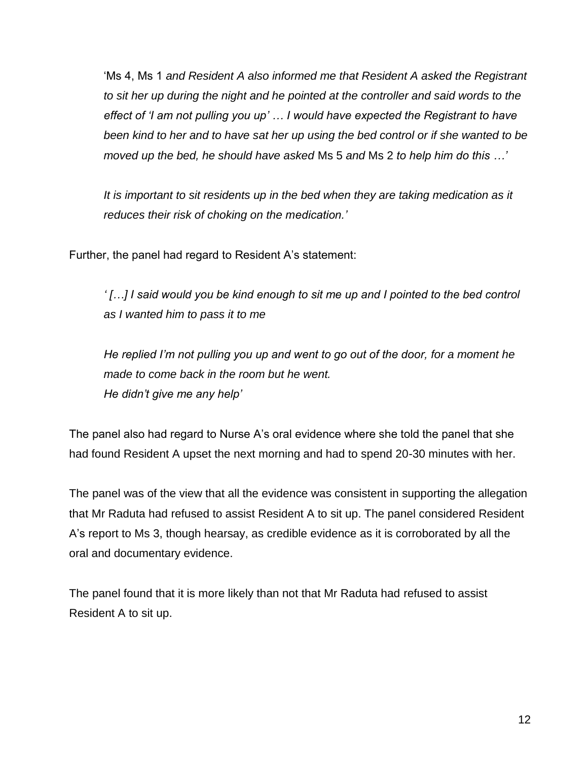> 'Ms 4, Ms 1 *and Resident A also informed me that Resident A asked the Registrant to sit her up during the night and he pointed at the controller and said words to the effect of 'I am not pulling you up' … I would have expected the Registrant to have been kind to her and to have sat her up using the bed control or if she wanted to be moved up the bed, he should have asked* Ms 5 *and* Ms 2 *to help him do this …'*
>
> *It is important to sit residents up in the bed when they are taking medication as it reduces their risk of choking on the medication.'*

Further, the panel had regard to Resident A's statement:

> *' […] I said would you be kind enough to sit me up and I pointed to the bed control as I wanted him to pass it to me*
>
> *He replied I'm not pulling you up and went to go out of the door, for a moment he made to come back in the room but he went.*
> *He didn't give me any help'*

The panel also had regard to Nurse A's oral evidence where she told the panel that she had found Resident A upset the next morning and had to spend 20-30 minutes with her.

The panel was of the view that all the evidence was consistent in supporting the allegation that Mr Raduta had refused to assist Resident A to sit up. The panel considered Resident A's report to Ms 3, though hearsay, as credible evidence as it is corroborated by all the oral and documentary evidence.

The panel found that it is more likely than not that Mr Raduta had refused to assist Resident A to sit up.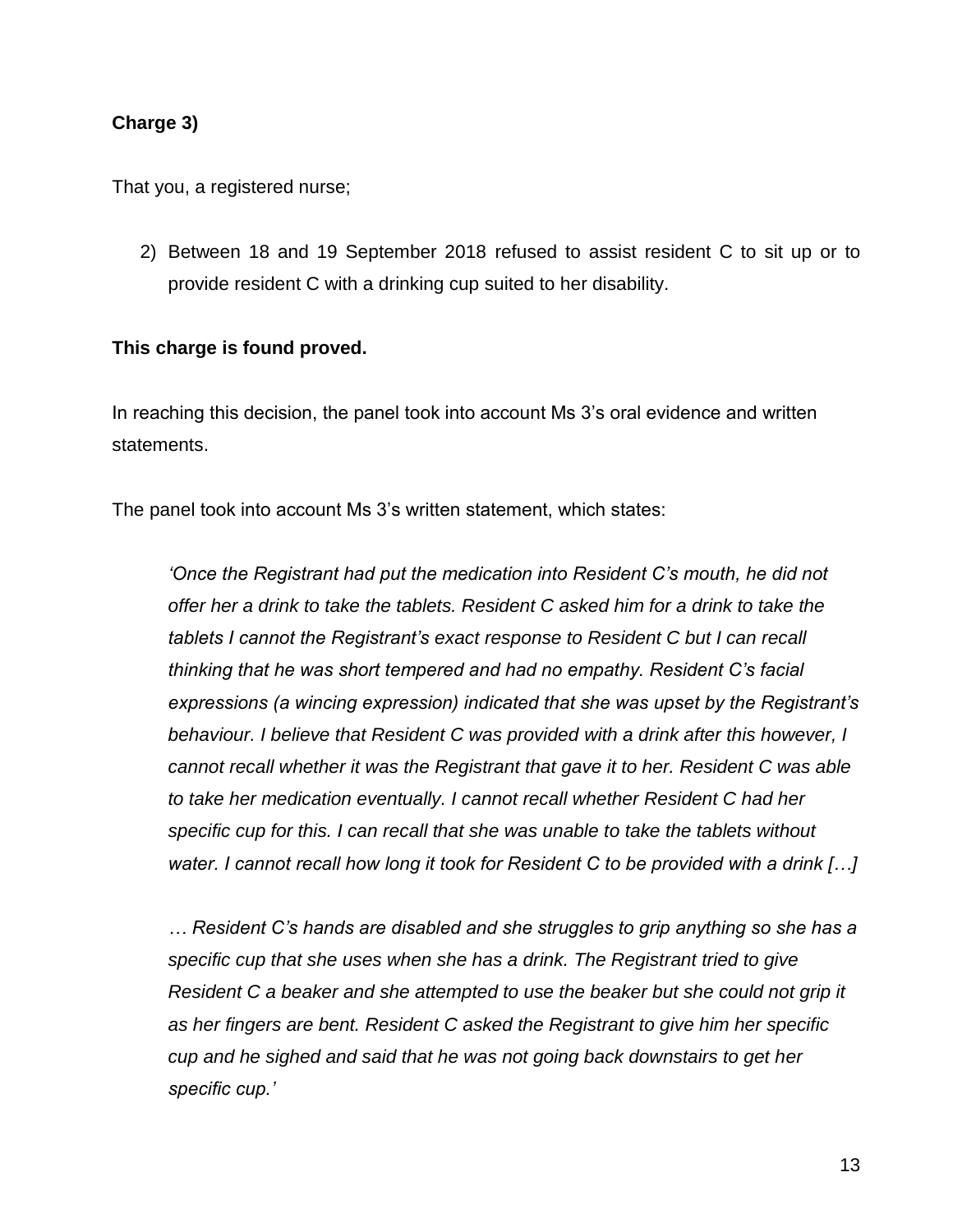**Charge 3)**

That you, a registered nurse;

2) Between 18 and 19 September 2018 refused to assist resident C to sit up or to provide resident C with a drinking cup suited to her disability.

**This charge is found proved.**

In reaching this decision, the panel took into account Ms 3's oral evidence and written statements.

The panel took into account Ms 3's written statement, which states:

> *'Once the Registrant had put the medication into Resident C's mouth, he did not offer her a drink to take the tablets. Resident C asked him for a drink to take the tablets I cannot the Registrant's exact response to Resident C but I can recall thinking that he was short tempered and had no empathy. Resident C's facial expressions (a wincing expression) indicated that she was upset by the Registrant's behaviour. I believe that Resident C was provided with a drink after this however, I cannot recall whether it was the Registrant that gave it to her. Resident C was able to take her medication eventually. I cannot recall whether Resident C had her specific cup for this. I can recall that she was unable to take the tablets without water. I cannot recall how long it took for Resident C to be provided with a drink […]*
>
> *… Resident C's hands are disabled and she struggles to grip anything so she has a specific cup that she uses when she has a drink. The Registrant tried to give Resident C a beaker and she attempted to use the beaker but she could not grip it as her fingers are bent. Resident C asked the Registrant to give him her specific cup and he sighed and said that he was not going back downstairs to get her specific cup.'*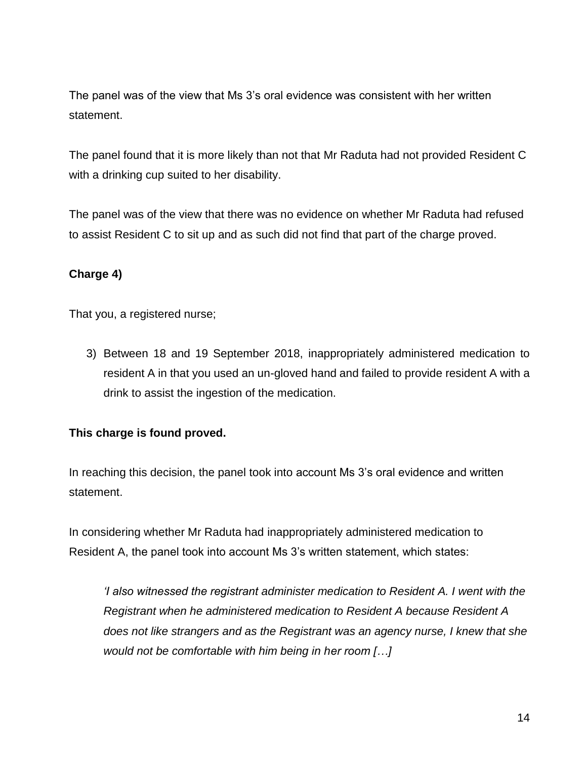The panel was of the view that Ms 3's oral evidence was consistent with her written statement.

The panel found that it is more likely than not that Mr Raduta had not provided Resident C with a drinking cup suited to her disability.

The panel was of the view that there was no evidence on whether Mr Raduta had refused to assist Resident C to sit up and as such did not find that part of the charge proved.

**Charge 4)**

That you, a registered nurse;

3) Between 18 and 19 September 2018, inappropriately administered medication to resident A in that you used an un-gloved hand and failed to provide resident A with a drink to assist the ingestion of the medication.

**This charge is found proved.**

In reaching this decision, the panel took into account Ms 3's oral evidence and written statement.

In considering whether Mr Raduta had inappropriately administered medication to Resident A, the panel took into account Ms 3's written statement, which states:

> *'I also witnessed the registrant administer medication to Resident A. I went with the Registrant when he administered medication to Resident A because Resident A does not like strangers and as the Registrant was an agency nurse, I knew that she would not be comfortable with him being in her room […]*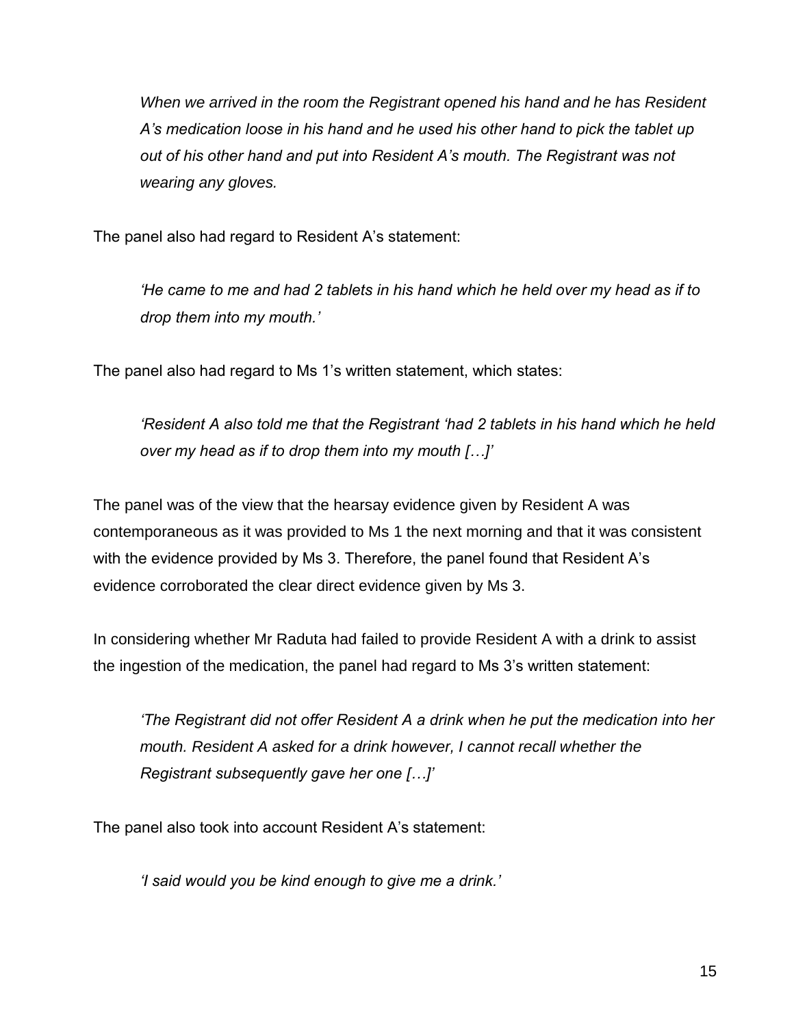*When we arrived in the room the Registrant opened his hand and he has Resident A's medication loose in his hand and he used his other hand to pick the tablet up out of his other hand and put into Resident A's mouth. The Registrant was not wearing any gloves.*

The panel also had regard to Resident A's statement:

*'He came to me and had 2 tablets in his hand which he held over my head as if to drop them into my mouth.'*

The panel also had regard to Ms 1's written statement, which states:

*'Resident A also told me that the Registrant 'had 2 tablets in his hand which he held over my head as if to drop them into my mouth […]'*

The panel was of the view that the hearsay evidence given by Resident A was contemporaneous as it was provided to Ms 1 the next morning and that it was consistent with the evidence provided by Ms 3. Therefore, the panel found that Resident A's evidence corroborated the clear direct evidence given by Ms 3.

In considering whether Mr Raduta had failed to provide Resident A with a drink to assist the ingestion of the medication, the panel had regard to Ms 3's written statement:

*'The Registrant did not offer Resident A a drink when he put the medication into her mouth. Resident A asked for a drink however, I cannot recall whether the Registrant subsequently gave her one […]'*

The panel also took into account Resident A's statement:

*'I said would you be kind enough to give me a drink.'*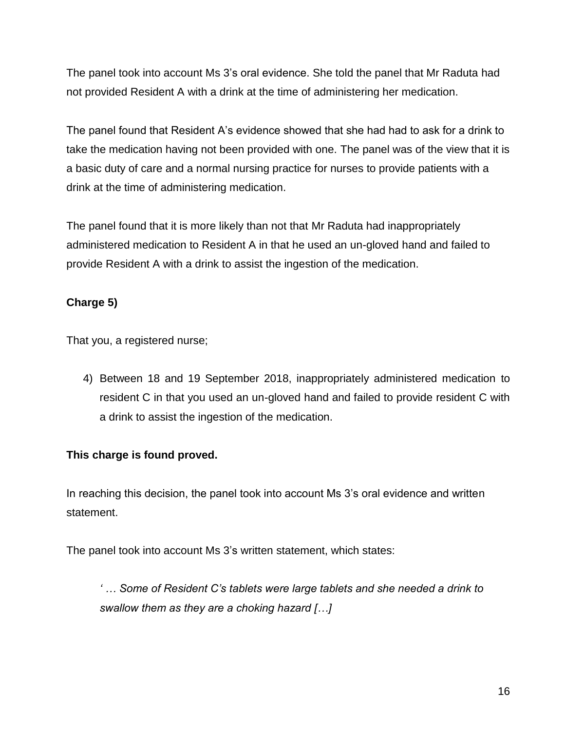The panel took into account Ms 3's oral evidence. She told the panel that Mr Raduta had not provided Resident A with a drink at the time of administering her medication.

The panel found that Resident A's evidence showed that she had had to ask for a drink to take the medication having not been provided with one. The panel was of the view that it is a basic duty of care and a normal nursing practice for nurses to provide patients with a drink at the time of administering medication.

The panel found that it is more likely than not that Mr Raduta had inappropriately administered medication to Resident A in that he used an un-gloved hand and failed to provide Resident A with a drink to assist the ingestion of the medication.

**Charge 5)**

That you, a registered nurse;

4) Between 18 and 19 September 2018, inappropriately administered medication to resident C in that you used an un-gloved hand and failed to provide resident C with a drink to assist the ingestion of the medication.

**This charge is found proved.**

In reaching this decision, the panel took into account Ms 3's oral evidence and written statement.

The panel took into account Ms 3's written statement, which states:

> *' … Some of Resident C's tablets were large tablets and she needed a drink to swallow them as they are a choking hazard […]*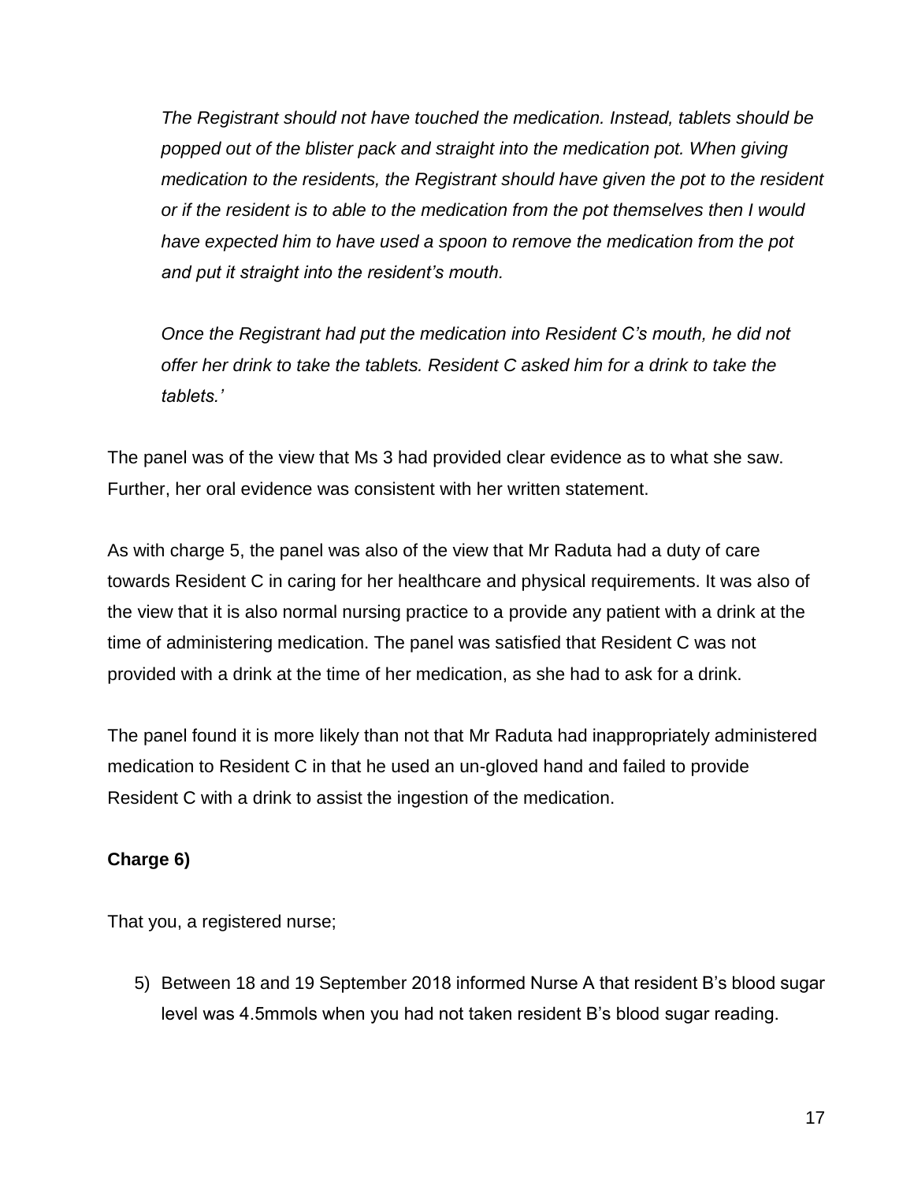*The Registrant should not have touched the medication. Instead, tablets should be popped out of the blister pack and straight into the medication pot. When giving medication to the residents, the Registrant should have given the pot to the resident or if the resident is to able to the medication from the pot themselves then I would have expected him to have used a spoon to remove the medication from the pot and put it straight into the resident's mouth.*

*Once the Registrant had put the medication into Resident C's mouth, he did not offer her drink to take the tablets. Resident C asked him for a drink to take the tablets.'*

The panel was of the view that Ms 3 had provided clear evidence as to what she saw. Further, her oral evidence was consistent with her written statement.

As with charge 5, the panel was also of the view that Mr Raduta had a duty of care towards Resident C in caring for her healthcare and physical requirements. It was also of the view that it is also normal nursing practice to a provide any patient with a drink at the time of administering medication. The panel was satisfied that Resident C was not provided with a drink at the time of her medication, as she had to ask for a drink.

The panel found it is more likely than not that Mr Raduta had inappropriately administered medication to Resident C in that he used an un-gloved hand and failed to provide Resident C with a drink to assist the ingestion of the medication.

**Charge 6)**

That you, a registered nurse;

5) Between 18 and 19 September 2018 informed Nurse A that resident B's blood sugar level was 4.5mmols when you had not taken resident B's blood sugar reading.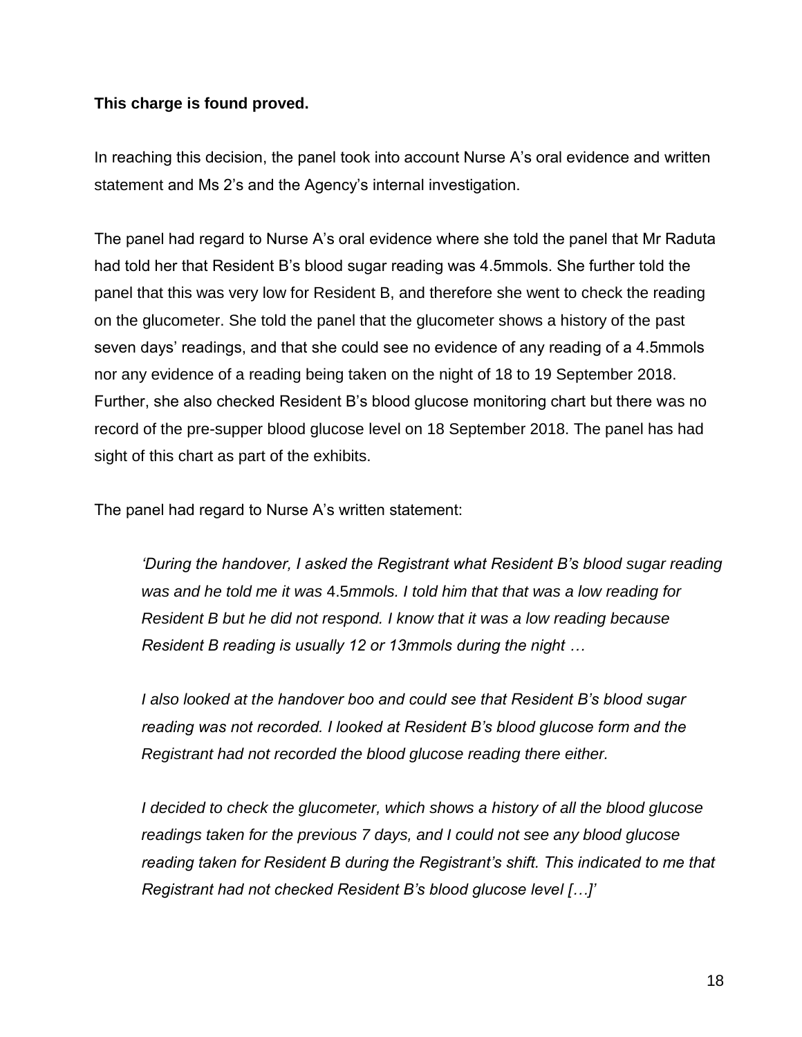**This charge is found proved.**

In reaching this decision, the panel took into account Nurse A's oral evidence and written statement and Ms 2's and the Agency's internal investigation.

The panel had regard to Nurse A's oral evidence where she told the panel that Mr Raduta had told her that Resident B's blood sugar reading was 4.5mmols. She further told the panel that this was very low for Resident B, and therefore she went to check the reading on the glucometer. She told the panel that the glucometer shows a history of the past seven days' readings, and that she could see no evidence of any reading of a 4.5mmols nor any evidence of a reading being taken on the night of 18 to 19 September 2018. Further, she also checked Resident B's blood glucose monitoring chart but there was no record of the pre-supper blood glucose level on 18 September 2018. The panel has had sight of this chart as part of the exhibits.

The panel had regard to Nurse A's written statement:

> *'During the handover, I asked the Registrant what Resident B's blood sugar reading was and he told me it was* 4.5*mmols. I told him that that was a low reading for Resident B but he did not respond. I know that it was a low reading because Resident B reading is usually 12 or 13mmols during the night …*
>
> *I also looked at the handover boo and could see that Resident B's blood sugar reading was not recorded. I looked at Resident B's blood glucose form and the Registrant had not recorded the blood glucose reading there either.*
>
> *I decided to check the glucometer, which shows a history of all the blood glucose readings taken for the previous 7 days, and I could not see any blood glucose reading taken for Resident B during the Registrant's shift. This indicated to me that Registrant had not checked Resident B's blood glucose level […]'*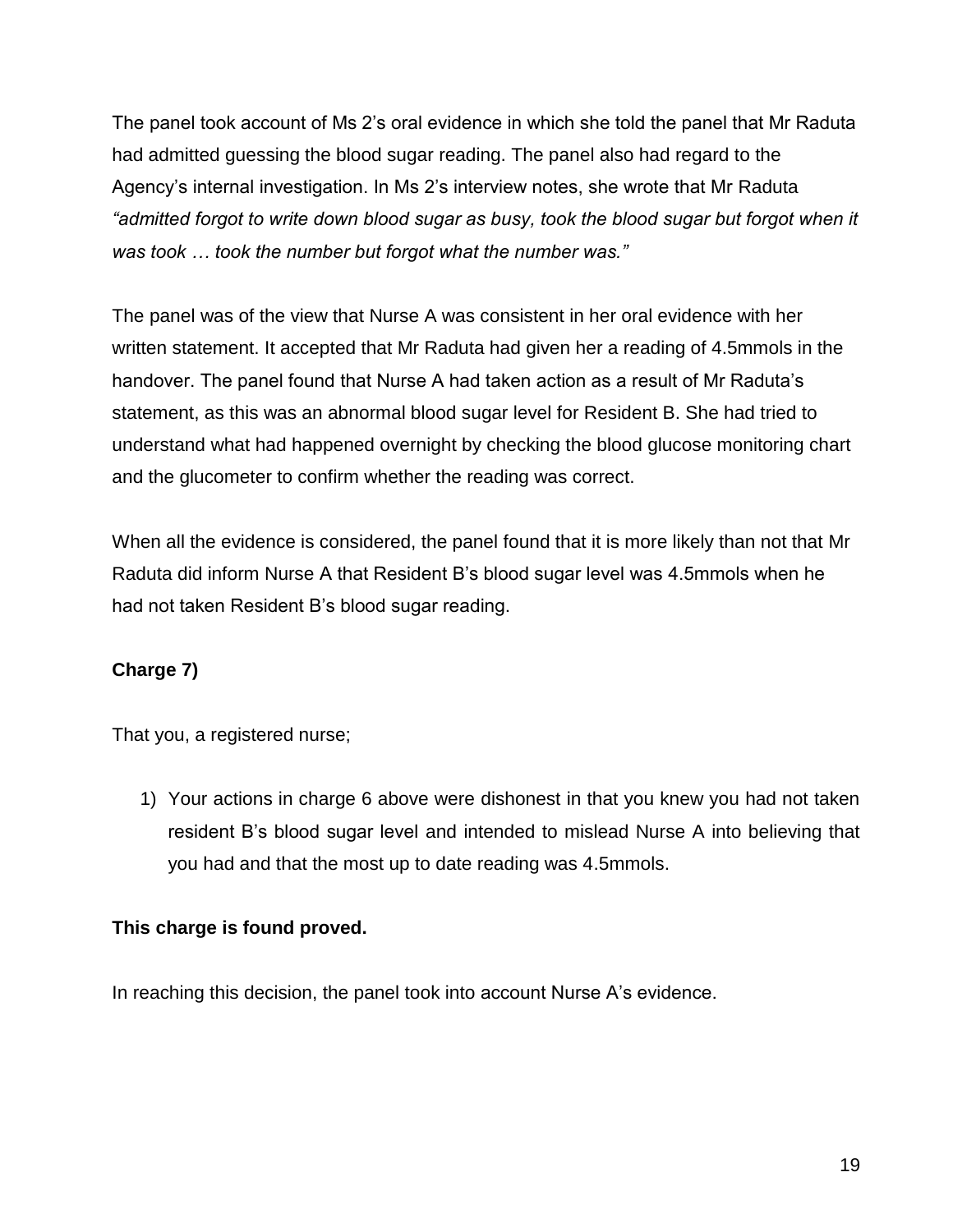The panel took account of Ms 2's oral evidence in which she told the panel that Mr Raduta had admitted guessing the blood sugar reading. The panel also had regard to the Agency's internal investigation. In Ms 2's interview notes, she wrote that Mr Raduta *"admitted forgot to write down blood sugar as busy, took the blood sugar but forgot when it was took … took the number but forgot what the number was."*

The panel was of the view that Nurse A was consistent in her oral evidence with her written statement. It accepted that Mr Raduta had given her a reading of 4.5mmols in the handover. The panel found that Nurse A had taken action as a result of Mr Raduta's statement, as this was an abnormal blood sugar level for Resident B. She had tried to understand what had happened overnight by checking the blood glucose monitoring chart and the glucometer to confirm whether the reading was correct.

When all the evidence is considered, the panel found that it is more likely than not that Mr Raduta did inform Nurse A that Resident B's blood sugar level was 4.5mmols when he had not taken Resident B's blood sugar reading.

**Charge 7)**

That you, a registered nurse;

1) Your actions in charge 6 above were dishonest in that you knew you had not taken resident B's blood sugar level and intended to mislead Nurse A into believing that you had and that the most up to date reading was 4.5mmols.

**This charge is found proved.**

In reaching this decision, the panel took into account Nurse A's evidence.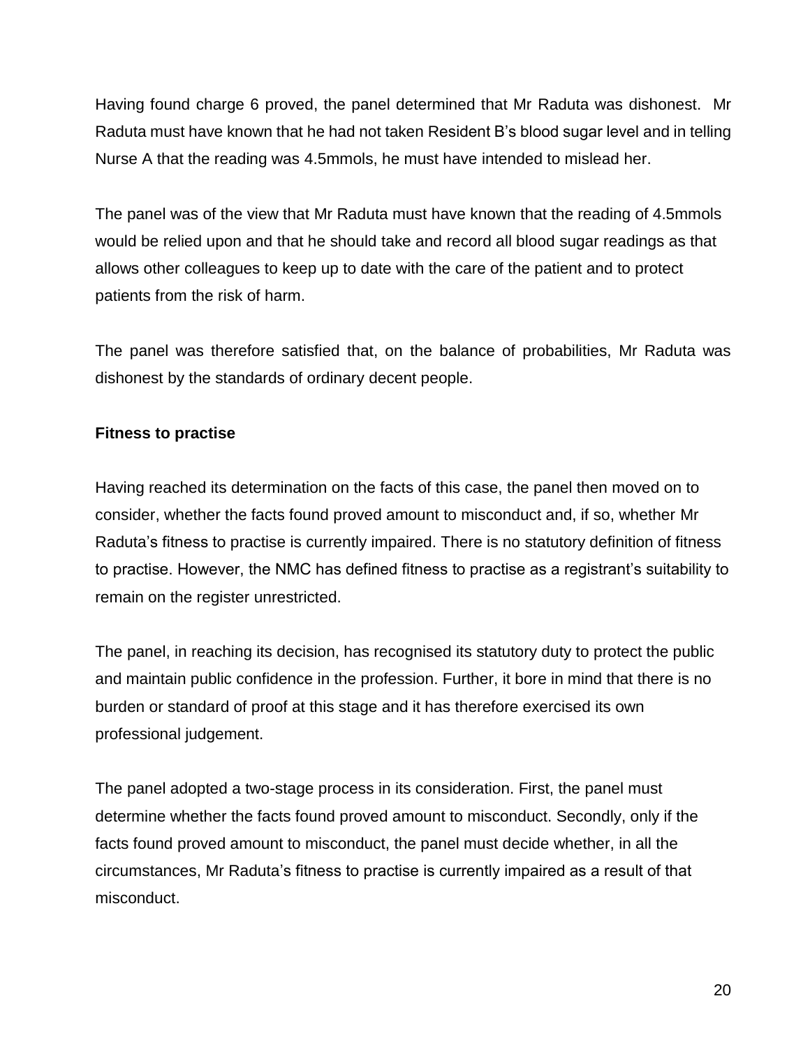Having found charge 6 proved, the panel determined that Mr Raduta was dishonest. Mr Raduta must have known that he had not taken Resident B's blood sugar level and in telling Nurse A that the reading was 4.5mmols, he must have intended to mislead her.

The panel was of the view that Mr Raduta must have known that the reading of 4.5mmols would be relied upon and that he should take and record all blood sugar readings as that allows other colleagues to keep up to date with the care of the patient and to protect patients from the risk of harm.

The panel was therefore satisfied that, on the balance of probabilities, Mr Raduta was dishonest by the standards of ordinary decent people.

**Fitness to practise**

Having reached its determination on the facts of this case, the panel then moved on to consider, whether the facts found proved amount to misconduct and, if so, whether Mr Raduta's fitness to practise is currently impaired. There is no statutory definition of fitness to practise. However, the NMC has defined fitness to practise as a registrant's suitability to remain on the register unrestricted.

The panel, in reaching its decision, has recognised its statutory duty to protect the public and maintain public confidence in the profession. Further, it bore in mind that there is no burden or standard of proof at this stage and it has therefore exercised its own professional judgement.

The panel adopted a two-stage process in its consideration. First, the panel must determine whether the facts found proved amount to misconduct. Secondly, only if the facts found proved amount to misconduct, the panel must decide whether, in all the circumstances, Mr Raduta's fitness to practise is currently impaired as a result of that misconduct.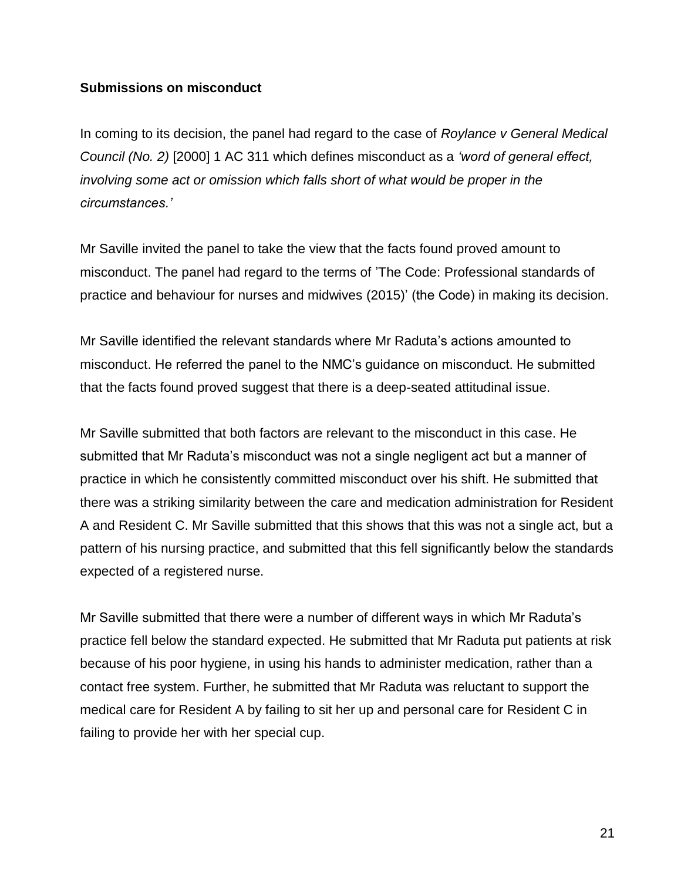**Submissions on misconduct**

In coming to its decision, the panel had regard to the case of *Roylance v General Medical Council (No. 2)* [2000] 1 AC 311 which defines misconduct as a *'word of general effect, involving some act or omission which falls short of what would be proper in the circumstances.'*

Mr Saville invited the panel to take the view that the facts found proved amount to misconduct. The panel had regard to the terms of 'The Code: Professional standards of practice and behaviour for nurses and midwives (2015)' (the Code) in making its decision.

Mr Saville identified the relevant standards where Mr Raduta's actions amounted to misconduct. He referred the panel to the NMC's guidance on misconduct. He submitted that the facts found proved suggest that there is a deep-seated attitudinal issue.

Mr Saville submitted that both factors are relevant to the misconduct in this case. He submitted that Mr Raduta's misconduct was not a single negligent act but a manner of practice in which he consistently committed misconduct over his shift. He submitted that there was a striking similarity between the care and medication administration for Resident A and Resident C. Mr Saville submitted that this shows that this was not a single act, but a pattern of his nursing practice, and submitted that this fell significantly below the standards expected of a registered nurse.

Mr Saville submitted that there were a number of different ways in which Mr Raduta's practice fell below the standard expected. He submitted that Mr Raduta put patients at risk because of his poor hygiene, in using his hands to administer medication, rather than a contact free system. Further, he submitted that Mr Raduta was reluctant to support the medical care for Resident A by failing to sit her up and personal care for Resident C in failing to provide her with her special cup.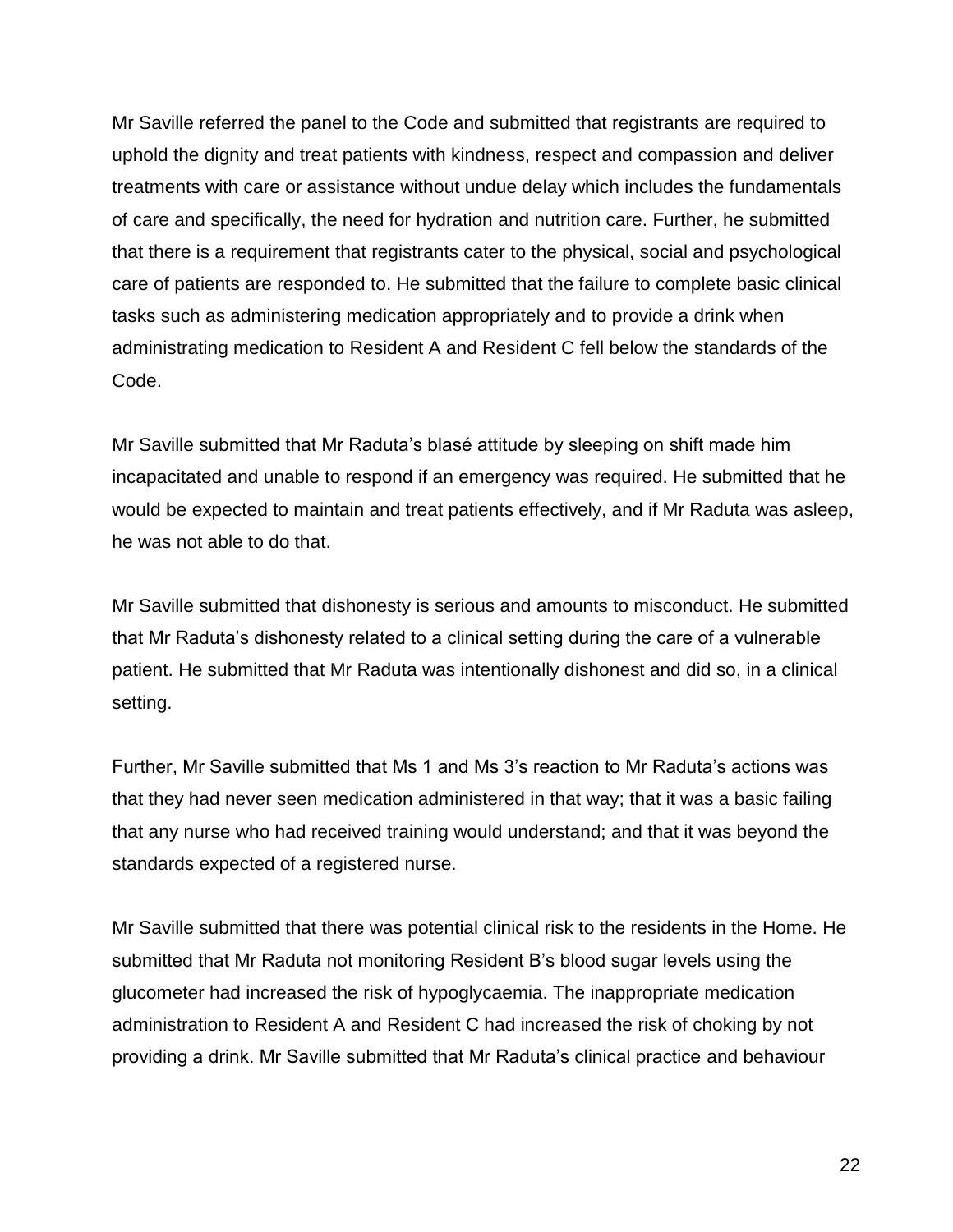Mr Saville referred the panel to the Code and submitted that registrants are required to uphold the dignity and treat patients with kindness, respect and compassion and deliver treatments with care or assistance without undue delay which includes the fundamentals of care and specifically, the need for hydration and nutrition care. Further, he submitted that there is a requirement that registrants cater to the physical, social and psychological care of patients are responded to. He submitted that the failure to complete basic clinical tasks such as administering medication appropriately and to provide a drink when administrating medication to Resident A and Resident C fell below the standards of the Code.

Mr Saville submitted that Mr Raduta's blasé attitude by sleeping on shift made him incapacitated and unable to respond if an emergency was required. He submitted that he would be expected to maintain and treat patients effectively, and if Mr Raduta was asleep, he was not able to do that.

Mr Saville submitted that dishonesty is serious and amounts to misconduct. He submitted that Mr Raduta's dishonesty related to a clinical setting during the care of a vulnerable patient. He submitted that Mr Raduta was intentionally dishonest and did so, in a clinical setting.

Further, Mr Saville submitted that Ms 1 and Ms 3's reaction to Mr Raduta's actions was that they had never seen medication administered in that way; that it was a basic failing that any nurse who had received training would understand; and that it was beyond the standards expected of a registered nurse.

Mr Saville submitted that there was potential clinical risk to the residents in the Home. He submitted that Mr Raduta not monitoring Resident B's blood sugar levels using the glucometer had increased the risk of hypoglycaemia. The inappropriate medication administration to Resident A and Resident C had increased the risk of choking by not providing a drink. Mr Saville submitted that Mr Raduta's clinical practice and behaviour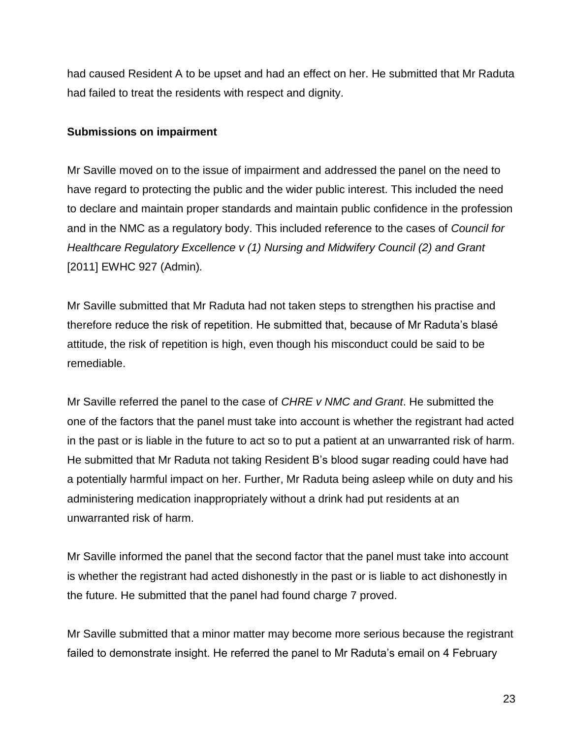had caused Resident A to be upset and had an effect on her. He submitted that Mr Raduta had failed to treat the residents with respect and dignity.

**Submissions on impairment**

Mr Saville moved on to the issue of impairment and addressed the panel on the need to have regard to protecting the public and the wider public interest. This included the need to declare and maintain proper standards and maintain public confidence in the profession and in the NMC as a regulatory body. This included reference to the cases of *Council for Healthcare Regulatory Excellence v (1) Nursing and Midwifery Council (2) and Grant* [2011] EWHC 927 (Admin)*.*

Mr Saville submitted that Mr Raduta had not taken steps to strengthen his practise and therefore reduce the risk of repetition. He submitted that, because of Mr Raduta's blasé attitude, the risk of repetition is high, even though his misconduct could be said to be remediable.

Mr Saville referred the panel to the case of *CHRE v NMC and Grant*. He submitted the one of the factors that the panel must take into account is whether the registrant had acted in the past or is liable in the future to act so to put a patient at an unwarranted risk of harm. He submitted that Mr Raduta not taking Resident B's blood sugar reading could have had a potentially harmful impact on her. Further, Mr Raduta being asleep while on duty and his administering medication inappropriately without a drink had put residents at an unwarranted risk of harm.

Mr Saville informed the panel that the second factor that the panel must take into account is whether the registrant had acted dishonestly in the past or is liable to act dishonestly in the future. He submitted that the panel had found charge 7 proved.

Mr Saville submitted that a minor matter may become more serious because the registrant failed to demonstrate insight. He referred the panel to Mr Raduta's email on 4 February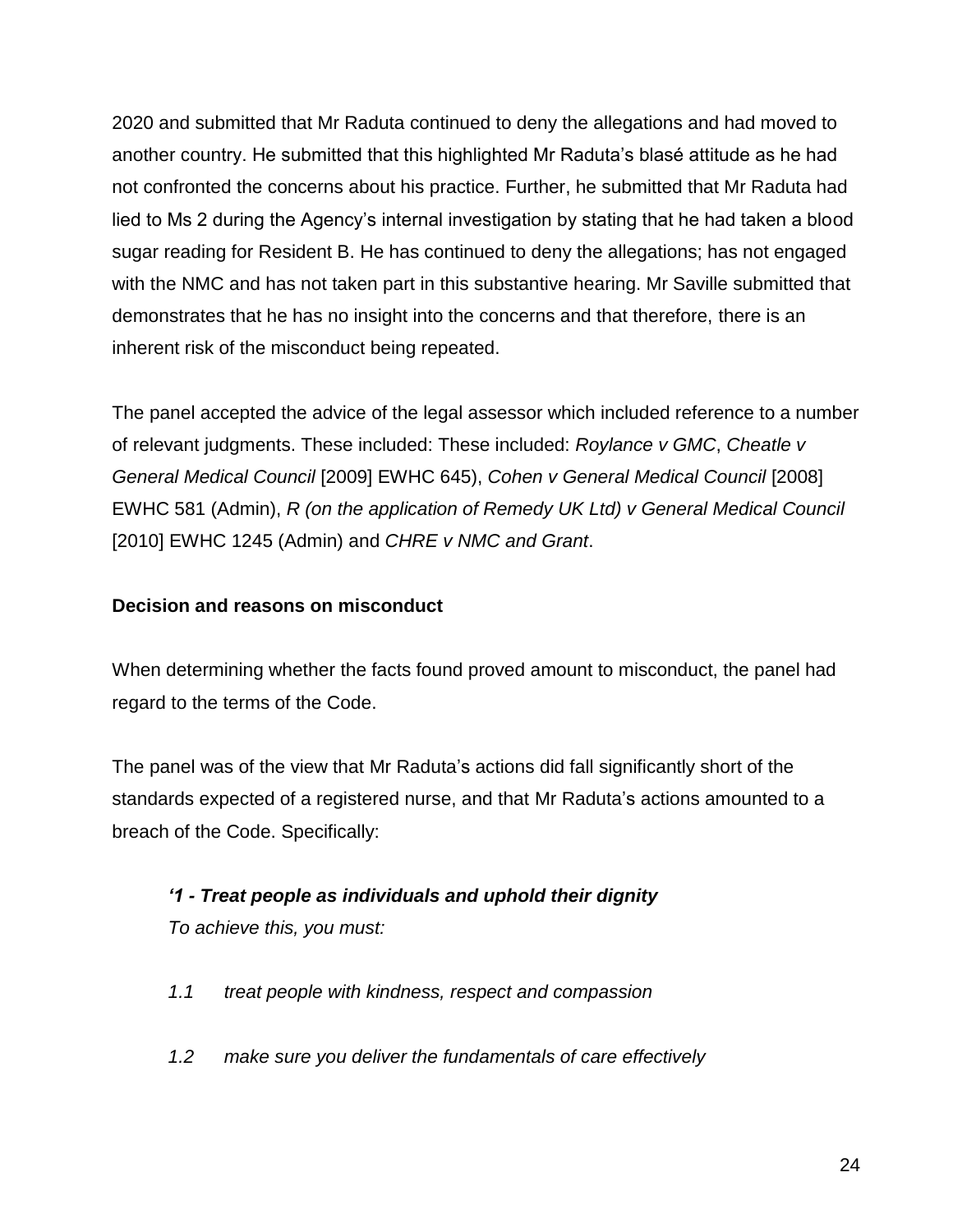2020 and submitted that Mr Raduta continued to deny the allegations and had moved to another country. He submitted that this highlighted Mr Raduta's blasé attitude as he had not confronted the concerns about his practice. Further, he submitted that Mr Raduta had lied to Ms 2 during the Agency's internal investigation by stating that he had taken a blood sugar reading for Resident B. He has continued to deny the allegations; has not engaged with the NMC and has not taken part in this substantive hearing. Mr Saville submitted that demonstrates that he has no insight into the concerns and that therefore, there is an inherent risk of the misconduct being repeated.

The panel accepted the advice of the legal assessor which included reference to a number of relevant judgments. These included: These included: *Roylance v GMC*, *Cheatle v General Medical Council* [2009] EWHC 645), *Cohen v General Medical Council* [2008] EWHC 581 (Admin), *R (on the application of Remedy UK Ltd) v General Medical Council* [2010] EWHC 1245 (Admin) and *CHRE v NMC and Grant*.

**Decision and reasons on misconduct**

When determining whether the facts found proved amount to misconduct, the panel had regard to the terms of the Code.

The panel was of the view that Mr Raduta's actions did fall significantly short of the standards expected of a registered nurse, and that Mr Raduta's actions amounted to a breach of the Code. Specifically:

> ***'1 - Treat people as individuals and uphold their dignity***
> *To achieve this, you must:*
>
> *1.1 treat people with kindness, respect and compassion*
>
> *1.2 make sure you deliver the fundamentals of care effectively*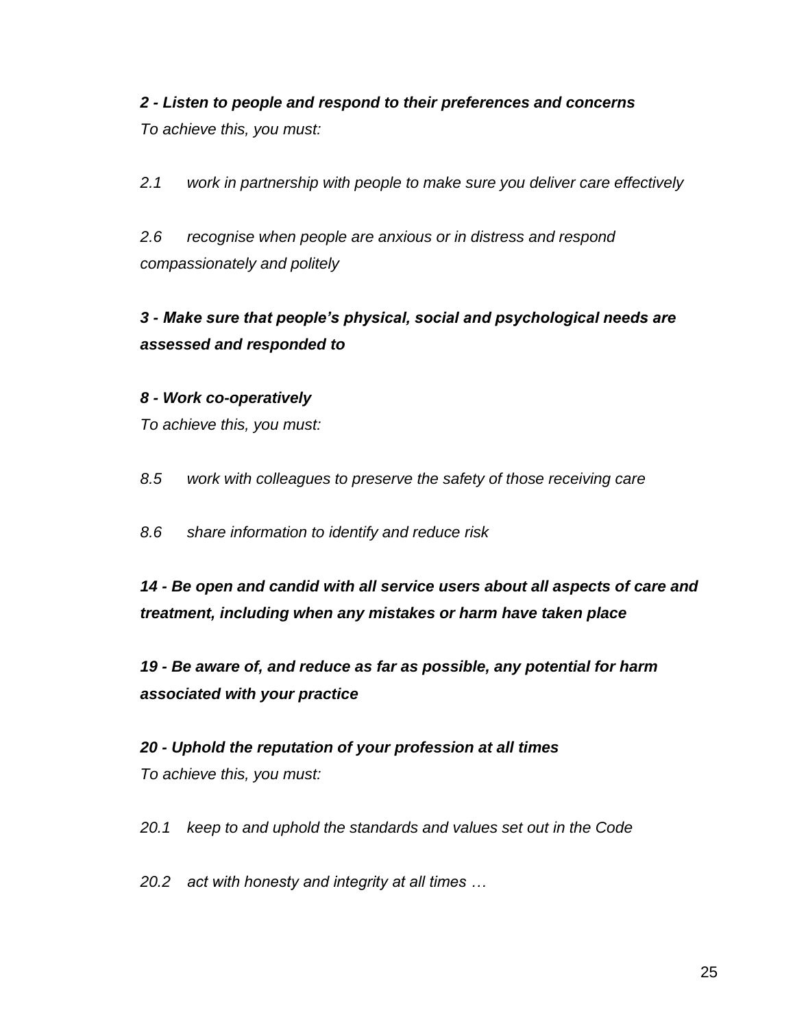***2 - Listen to people and respond to their preferences and concerns***

*To achieve this, you must:*

*2.1 work in partnership with people to make sure you deliver care effectively*

*2.6 recognise when people are anxious or in distress and respond compassionately and politely*

***3 - Make sure that people's physical, social and psychological needs are assessed and responded to***

***8 - Work co-operatively***

*To achieve this, you must:*

*8.5 work with colleagues to preserve the safety of those receiving care*

*8.6 share information to identify and reduce risk*

***14 - Be open and candid with all service users about all aspects of care and treatment, including when any mistakes or harm have taken place***

***19 - Be aware of, and reduce as far as possible, any potential for harm associated with your practice***

***20 - Uphold the reputation of your profession at all times***

*To achieve this, you must:*

*20.1 keep to and uphold the standards and values set out in the Code*

*20.2 act with honesty and integrity at all times …*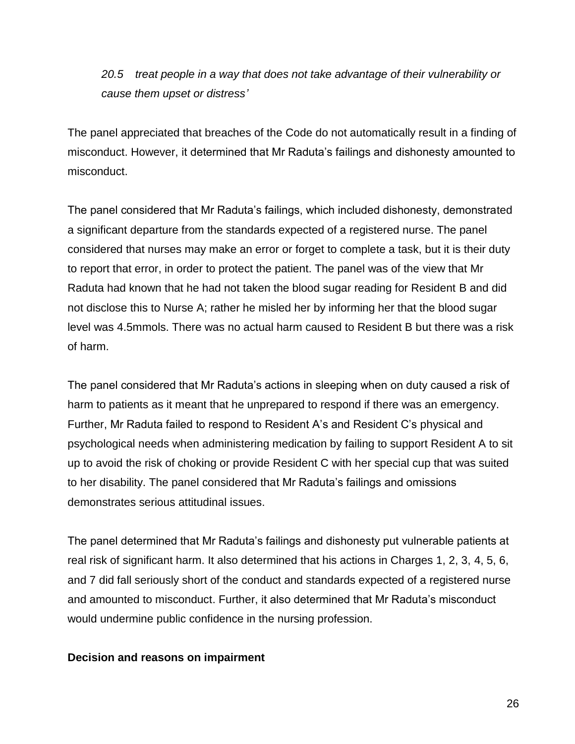*20.5 treat people in a way that does not take advantage of their vulnerability or cause them upset or distress'*

The panel appreciated that breaches of the Code do not automatically result in a finding of misconduct. However, it determined that Mr Raduta's failings and dishonesty amounted to misconduct.

The panel considered that Mr Raduta's failings, which included dishonesty, demonstrated a significant departure from the standards expected of a registered nurse. The panel considered that nurses may make an error or forget to complete a task, but it is their duty to report that error, in order to protect the patient. The panel was of the view that Mr Raduta had known that he had not taken the blood sugar reading for Resident B and did not disclose this to Nurse A; rather he misled her by informing her that the blood sugar level was 4.5mmols. There was no actual harm caused to Resident B but there was a risk of harm.

The panel considered that Mr Raduta's actions in sleeping when on duty caused a risk of harm to patients as it meant that he unprepared to respond if there was an emergency. Further, Mr Raduta failed to respond to Resident A's and Resident C's physical and psychological needs when administering medication by failing to support Resident A to sit up to avoid the risk of choking or provide Resident C with her special cup that was suited to her disability. The panel considered that Mr Raduta's failings and omissions demonstrates serious attitudinal issues.

The panel determined that Mr Raduta's failings and dishonesty put vulnerable patients at real risk of significant harm. It also determined that his actions in Charges 1, 2, 3, 4, 5, 6, and 7 did fall seriously short of the conduct and standards expected of a registered nurse and amounted to misconduct. Further, it also determined that Mr Raduta's misconduct would undermine public confidence in the nursing profession.

**Decision and reasons on impairment**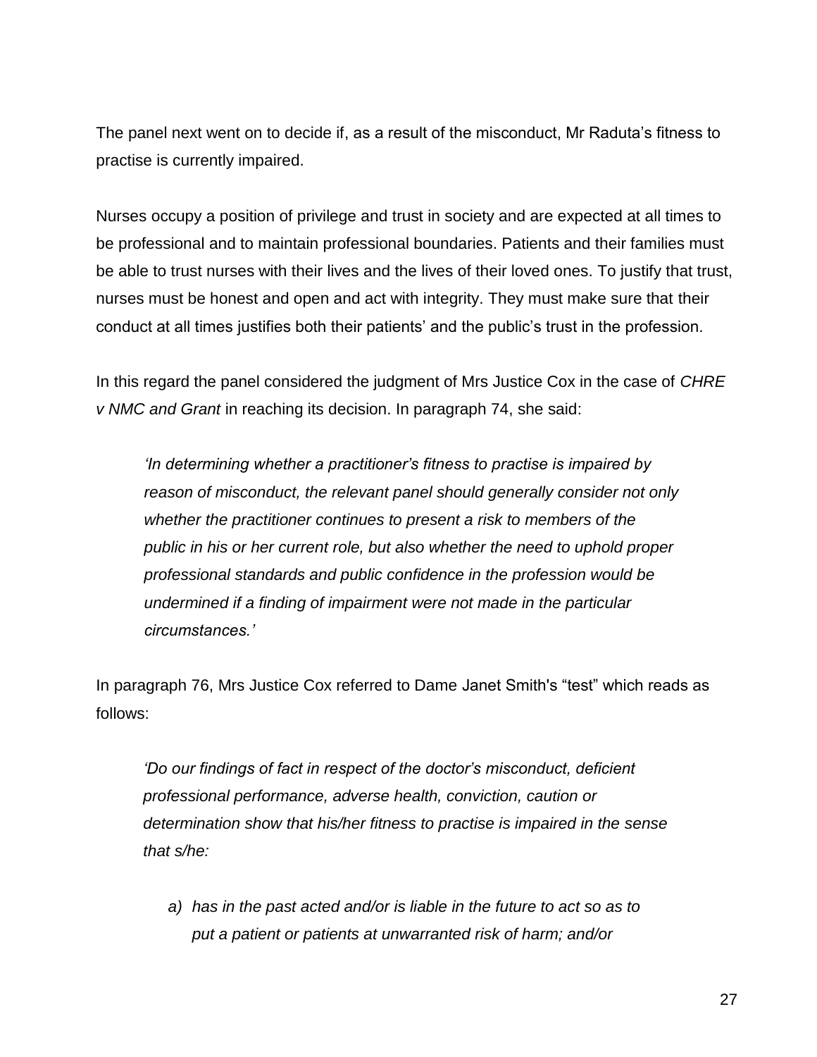The panel next went on to decide if, as a result of the misconduct, Mr Raduta's fitness to practise is currently impaired.

Nurses occupy a position of privilege and trust in society and are expected at all times to be professional and to maintain professional boundaries. Patients and their families must be able to trust nurses with their lives and the lives of their loved ones. To justify that trust, nurses must be honest and open and act with integrity. They must make sure that their conduct at all times justifies both their patients' and the public's trust in the profession.

In this regard the panel considered the judgment of Mrs Justice Cox in the case of *CHRE v NMC and Grant* in reaching its decision. In paragraph 74, she said:

> *'In determining whether a practitioner's fitness to practise is impaired by reason of misconduct, the relevant panel should generally consider not only whether the practitioner continues to present a risk to members of the public in his or her current role, but also whether the need to uphold proper professional standards and public confidence in the profession would be undermined if a finding of impairment were not made in the particular circumstances.'*

In paragraph 76, Mrs Justice Cox referred to Dame Janet Smith's "test" which reads as follows:

> *'Do our findings of fact in respect of the doctor's misconduct, deficient professional performance, adverse health, conviction, caution or determination show that his/her fitness to practise is impaired in the sense that s/he:*
>
> *a) has in the past acted and/or is liable in the future to act so as to put a patient or patients at unwarranted risk of harm; and/or*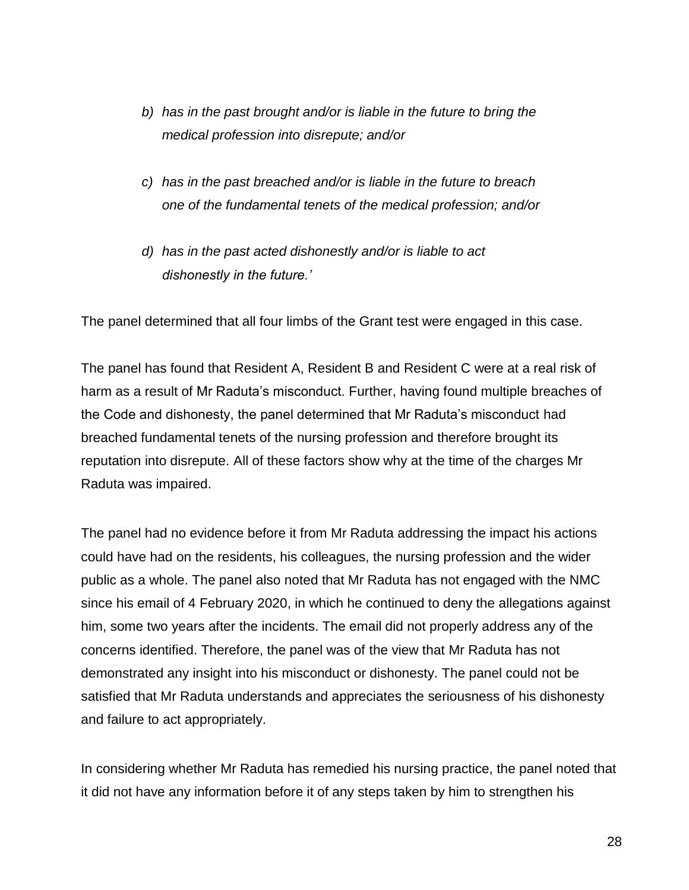> *b) has in the past brought and/or is liable in the future to bring the medical profession into disrepute; and/or*
>
> *c) has in the past breached and/or is liable in the future to breach one of the fundamental tenets of the medical profession; and/or*
>
> *d) has in the past acted dishonestly and/or is liable to act dishonestly in the future.'*

The panel determined that all four limbs of the Grant test were engaged in this case.

The panel has found that Resident A, Resident B and Resident C were at a real risk of harm as a result of Mr Raduta's misconduct. Further, having found multiple breaches of the Code and dishonesty, the panel determined that Mr Raduta's misconduct had breached fundamental tenets of the nursing profession and therefore brought its reputation into disrepute. All of these factors show why at the time of the charges Mr Raduta was impaired.

The panel had no evidence before it from Mr Raduta addressing the impact his actions could have had on the residents, his colleagues, the nursing profession and the wider public as a whole. The panel also noted that Mr Raduta has not engaged with the NMC since his email of 4 February 2020, in which he continued to deny the allegations against him, some two years after the incidents. The email did not properly address any of the concerns identified. Therefore, the panel was of the view that Mr Raduta has not demonstrated any insight into his misconduct or dishonesty. The panel could not be satisfied that Mr Raduta understands and appreciates the seriousness of his dishonesty and failure to act appropriately.

In considering whether Mr Raduta has remedied his nursing practice, the panel noted that it did not have any information before it of any steps taken by him to strengthen his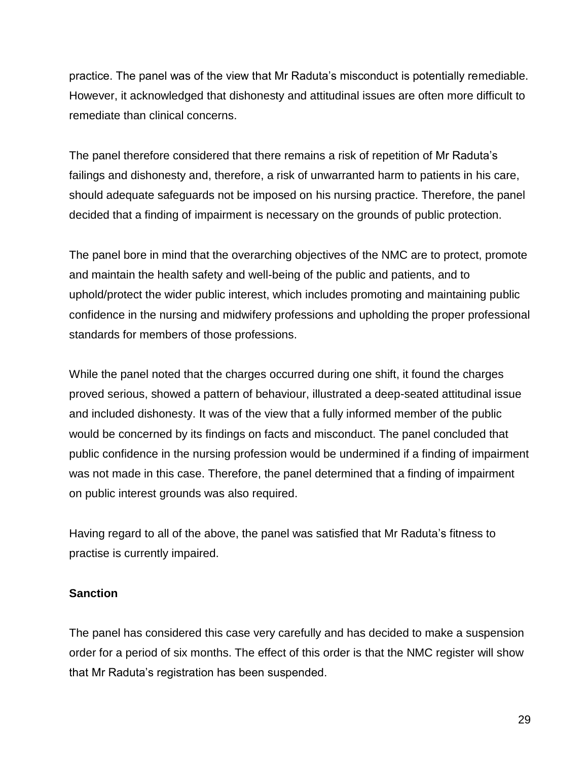practice. The panel was of the view that Mr Raduta's misconduct is potentially remediable. However, it acknowledged that dishonesty and attitudinal issues are often more difficult to remediate than clinical concerns.

The panel therefore considered that there remains a risk of repetition of Mr Raduta's failings and dishonesty and, therefore, a risk of unwarranted harm to patients in his care, should adequate safeguards not be imposed on his nursing practice. Therefore, the panel decided that a finding of impairment is necessary on the grounds of public protection.

The panel bore in mind that the overarching objectives of the NMC are to protect, promote and maintain the health safety and well-being of the public and patients, and to uphold/protect the wider public interest, which includes promoting and maintaining public confidence in the nursing and midwifery professions and upholding the proper professional standards for members of those professions.

While the panel noted that the charges occurred during one shift, it found the charges proved serious, showed a pattern of behaviour, illustrated a deep-seated attitudinal issue and included dishonesty. It was of the view that a fully informed member of the public would be concerned by its findings on facts and misconduct. The panel concluded that public confidence in the nursing profession would be undermined if a finding of impairment was not made in this case. Therefore, the panel determined that a finding of impairment on public interest grounds was also required.

Having regard to all of the above, the panel was satisfied that Mr Raduta's fitness to practise is currently impaired.

**Sanction**

The panel has considered this case very carefully and has decided to make a suspension order for a period of six months. The effect of this order is that the NMC register will show that Mr Raduta's registration has been suspended.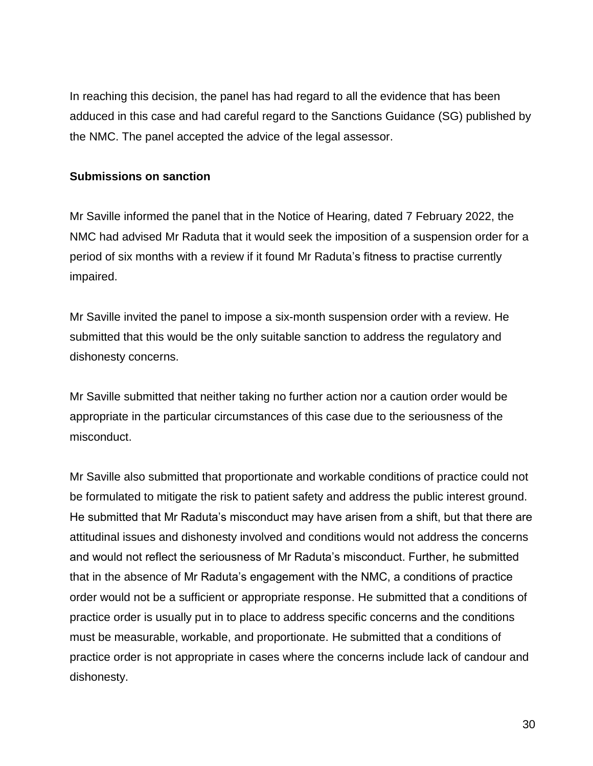In reaching this decision, the panel has had regard to all the evidence that has been adduced in this case and had careful regard to the Sanctions Guidance (SG) published by the NMC. The panel accepted the advice of the legal assessor.

**Submissions on sanction**

Mr Saville informed the panel that in the Notice of Hearing, dated 7 February 2022, the NMC had advised Mr Raduta that it would seek the imposition of a suspension order for a period of six months with a review if it found Mr Raduta's fitness to practise currently impaired.

Mr Saville invited the panel to impose a six-month suspension order with a review. He submitted that this would be the only suitable sanction to address the regulatory and dishonesty concerns.

Mr Saville submitted that neither taking no further action nor a caution order would be appropriate in the particular circumstances of this case due to the seriousness of the misconduct.

Mr Saville also submitted that proportionate and workable conditions of practice could not be formulated to mitigate the risk to patient safety and address the public interest ground. He submitted that Mr Raduta's misconduct may have arisen from a shift, but that there are attitudinal issues and dishonesty involved and conditions would not address the concerns and would not reflect the seriousness of Mr Raduta's misconduct. Further, he submitted that in the absence of Mr Raduta's engagement with the NMC, a conditions of practice order would not be a sufficient or appropriate response. He submitted that a conditions of practice order is usually put in to place to address specific concerns and the conditions must be measurable, workable, and proportionate. He submitted that a conditions of practice order is not appropriate in cases where the concerns include lack of candour and dishonesty.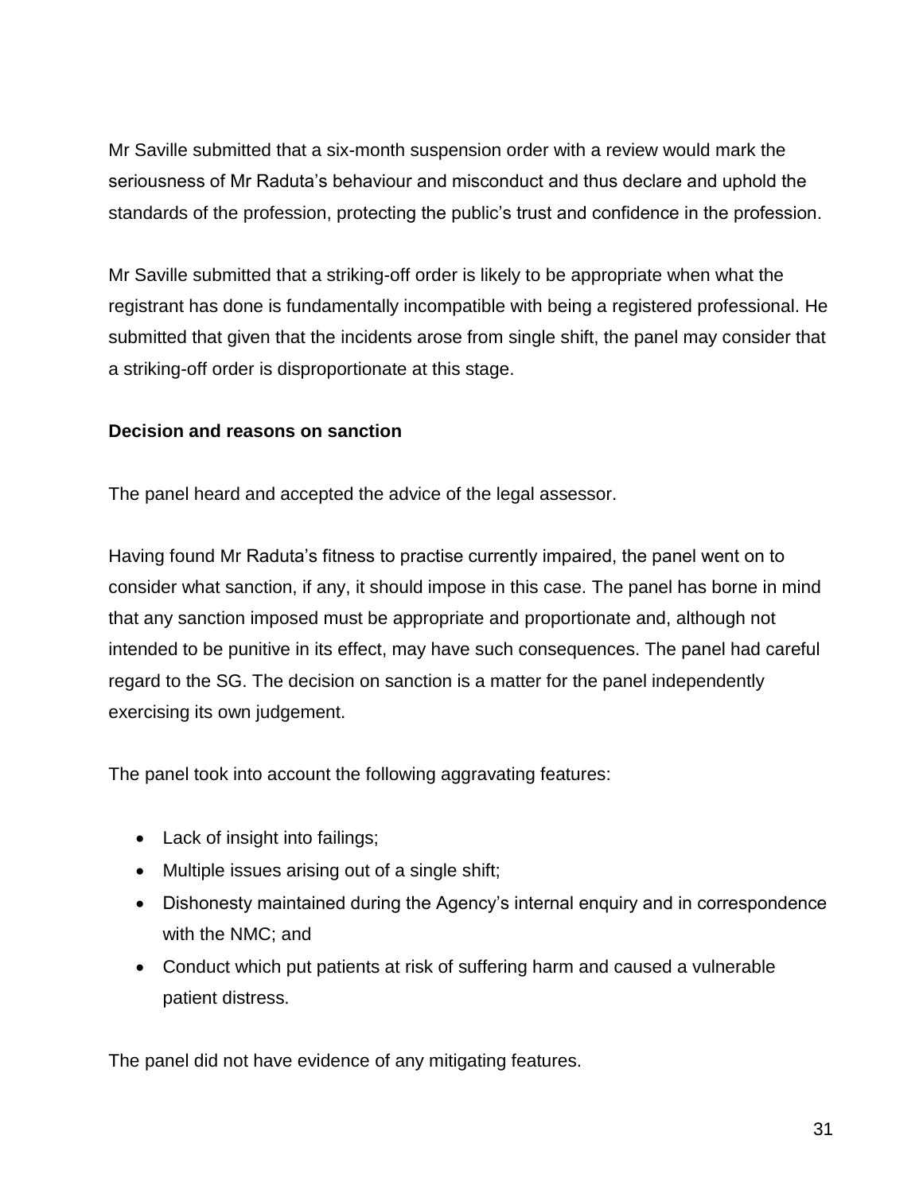Mr Saville submitted that a six-month suspension order with a review would mark the seriousness of Mr Raduta's behaviour and misconduct and thus declare and uphold the standards of the profession, protecting the public's trust and confidence in the profession.

Mr Saville submitted that a striking-off order is likely to be appropriate when what the registrant has done is fundamentally incompatible with being a registered professional. He submitted that given that the incidents arose from single shift, the panel may consider that a striking-off order is disproportionate at this stage.

**Decision and reasons on sanction**

The panel heard and accepted the advice of the legal assessor.

Having found Mr Raduta's fitness to practise currently impaired, the panel went on to consider what sanction, if any, it should impose in this case. The panel has borne in mind that any sanction imposed must be appropriate and proportionate and, although not intended to be punitive in its effect, may have such consequences. The panel had careful regard to the SG. The decision on sanction is a matter for the panel independently exercising its own judgement.

The panel took into account the following aggravating features:

- Lack of insight into failings;
- Multiple issues arising out of a single shift;
- Dishonesty maintained during the Agency's internal enquiry and in correspondence with the NMC; and
- Conduct which put patients at risk of suffering harm and caused a vulnerable patient distress.

The panel did not have evidence of any mitigating features.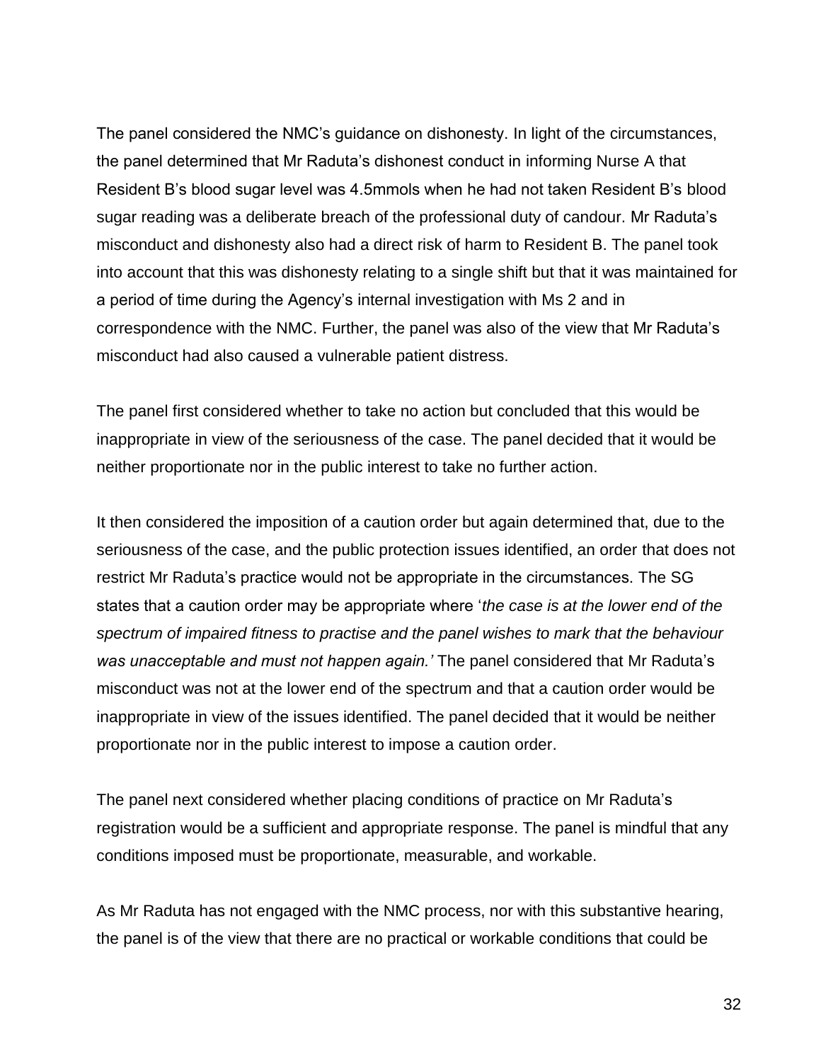The panel considered the NMC's guidance on dishonesty. In light of the circumstances, the panel determined that Mr Raduta's dishonest conduct in informing Nurse A that Resident B's blood sugar level was 4.5mmols when he had not taken Resident B's blood sugar reading was a deliberate breach of the professional duty of candour. Mr Raduta's misconduct and dishonesty also had a direct risk of harm to Resident B. The panel took into account that this was dishonesty relating to a single shift but that it was maintained for a period of time during the Agency's internal investigation with Ms 2 and in correspondence with the NMC. Further, the panel was also of the view that Mr Raduta's misconduct had also caused a vulnerable patient distress.

The panel first considered whether to take no action but concluded that this would be inappropriate in view of the seriousness of the case. The panel decided that it would be neither proportionate nor in the public interest to take no further action.

It then considered the imposition of a caution order but again determined that, due to the seriousness of the case, and the public protection issues identified, an order that does not restrict Mr Raduta's practice would not be appropriate in the circumstances. The SG states that a caution order may be appropriate where '*the case is at the lower end of the spectrum of impaired fitness to practise and the panel wishes to mark that the behaviour was unacceptable and must not happen again.'* The panel considered that Mr Raduta's misconduct was not at the lower end of the spectrum and that a caution order would be inappropriate in view of the issues identified. The panel decided that it would be neither proportionate nor in the public interest to impose a caution order.

The panel next considered whether placing conditions of practice on Mr Raduta's registration would be a sufficient and appropriate response. The panel is mindful that any conditions imposed must be proportionate, measurable, and workable.

As Mr Raduta has not engaged with the NMC process, nor with this substantive hearing, the panel is of the view that there are no practical or workable conditions that could be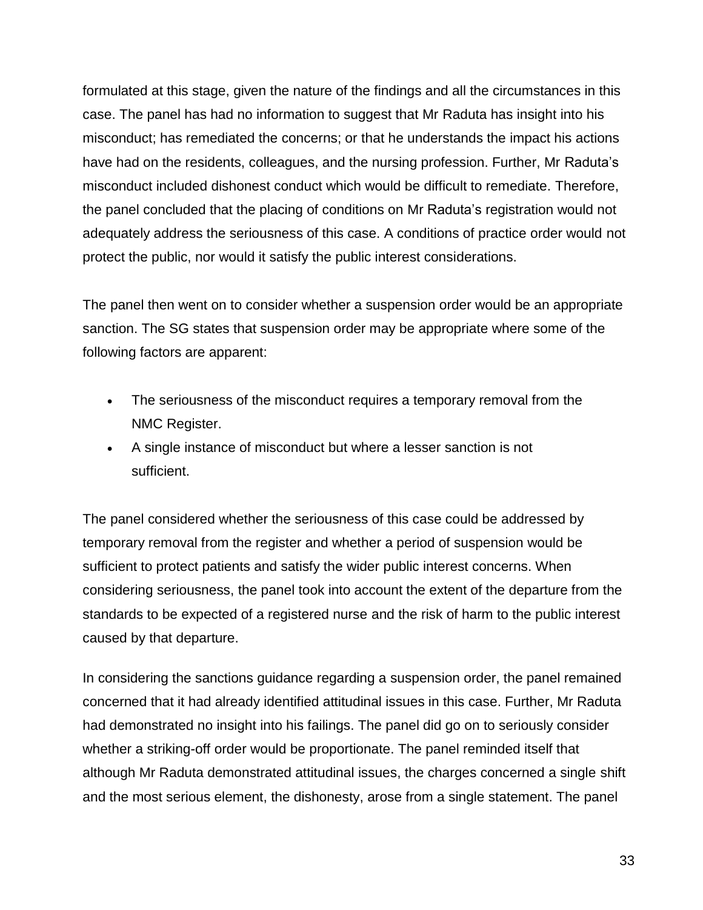formulated at this stage, given the nature of the findings and all the circumstances in this case. The panel has had no information to suggest that Mr Raduta has insight into his misconduct; has remediated the concerns; or that he understands the impact his actions have had on the residents, colleagues, and the nursing profession. Further, Mr Raduta's misconduct included dishonest conduct which would be difficult to remediate. Therefore, the panel concluded that the placing of conditions on Mr Raduta's registration would not adequately address the seriousness of this case. A conditions of practice order would not protect the public, nor would it satisfy the public interest considerations.

The panel then went on to consider whether a suspension order would be an appropriate sanction. The SG states that suspension order may be appropriate where some of the following factors are apparent:

- The seriousness of the misconduct requires a temporary removal from the NMC Register.
- A single instance of misconduct but where a lesser sanction is not sufficient.

The panel considered whether the seriousness of this case could be addressed by temporary removal from the register and whether a period of suspension would be sufficient to protect patients and satisfy the wider public interest concerns. When considering seriousness, the panel took into account the extent of the departure from the standards to be expected of a registered nurse and the risk of harm to the public interest caused by that departure.

In considering the sanctions guidance regarding a suspension order, the panel remained concerned that it had already identified attitudinal issues in this case. Further, Mr Raduta had demonstrated no insight into his failings. The panel did go on to seriously consider whether a striking-off order would be proportionate. The panel reminded itself that although Mr Raduta demonstrated attitudinal issues, the charges concerned a single shift and the most serious element, the dishonesty, arose from a single statement. The panel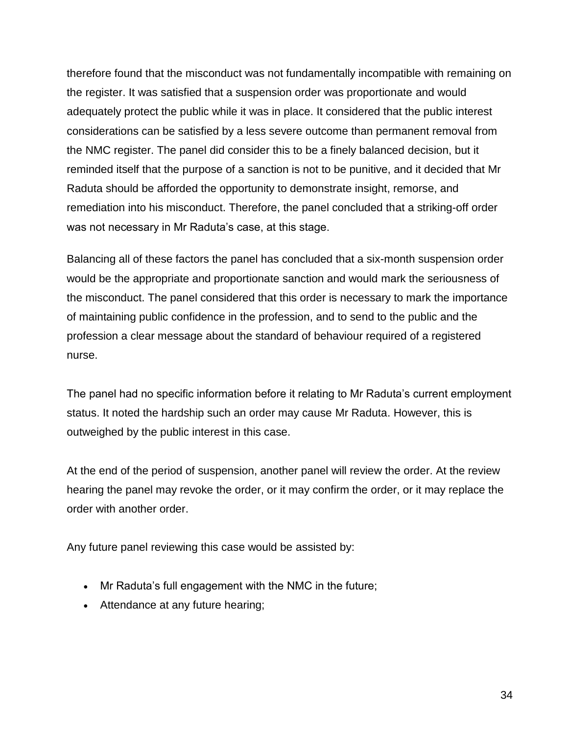therefore found that the misconduct was not fundamentally incompatible with remaining on the register. It was satisfied that a suspension order was proportionate and would adequately protect the public while it was in place. It considered that the public interest considerations can be satisfied by a less severe outcome than permanent removal from the NMC register. The panel did consider this to be a finely balanced decision, but it reminded itself that the purpose of a sanction is not to be punitive, and it decided that Mr Raduta should be afforded the opportunity to demonstrate insight, remorse, and remediation into his misconduct. Therefore, the panel concluded that a striking-off order was not necessary in Mr Raduta's case, at this stage.

Balancing all of these factors the panel has concluded that a six-month suspension order would be the appropriate and proportionate sanction and would mark the seriousness of the misconduct. The panel considered that this order is necessary to mark the importance of maintaining public confidence in the profession, and to send to the public and the profession a clear message about the standard of behaviour required of a registered nurse.

The panel had no specific information before it relating to Mr Raduta's current employment status. It noted the hardship such an order may cause Mr Raduta. However, this is outweighed by the public interest in this case.

At the end of the period of suspension, another panel will review the order. At the review hearing the panel may revoke the order, or it may confirm the order, or it may replace the order with another order.

Any future panel reviewing this case would be assisted by:

- Mr Raduta's full engagement with the NMC in the future;
- Attendance at any future hearing;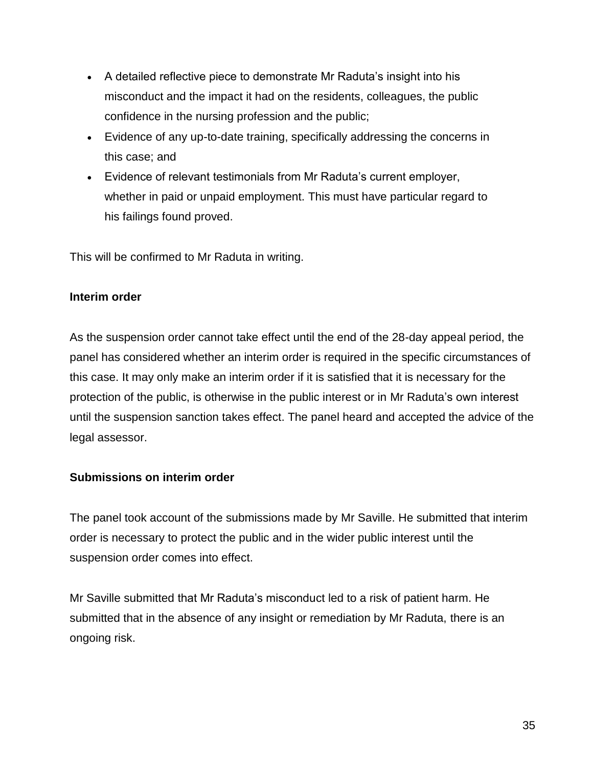- A detailed reflective piece to demonstrate Mr Raduta's insight into his misconduct and the impact it had on the residents, colleagues, the public confidence in the nursing profession and the public;
- Evidence of any up-to-date training, specifically addressing the concerns in this case; and
- Evidence of relevant testimonials from Mr Raduta's current employer, whether in paid or unpaid employment. This must have particular regard to his failings found proved.

This will be confirmed to Mr Raduta in writing.

**Interim order**

As the suspension order cannot take effect until the end of the 28-day appeal period, the panel has considered whether an interim order is required in the specific circumstances of this case. It may only make an interim order if it is satisfied that it is necessary for the protection of the public, is otherwise in the public interest or in Mr Raduta's own interest until the suspension sanction takes effect. The panel heard and accepted the advice of the legal assessor.

**Submissions on interim order**

The panel took account of the submissions made by Mr Saville. He submitted that interim order is necessary to protect the public and in the wider public interest until the suspension order comes into effect.

Mr Saville submitted that Mr Raduta's misconduct led to a risk of patient harm. He submitted that in the absence of any insight or remediation by Mr Raduta, there is an ongoing risk.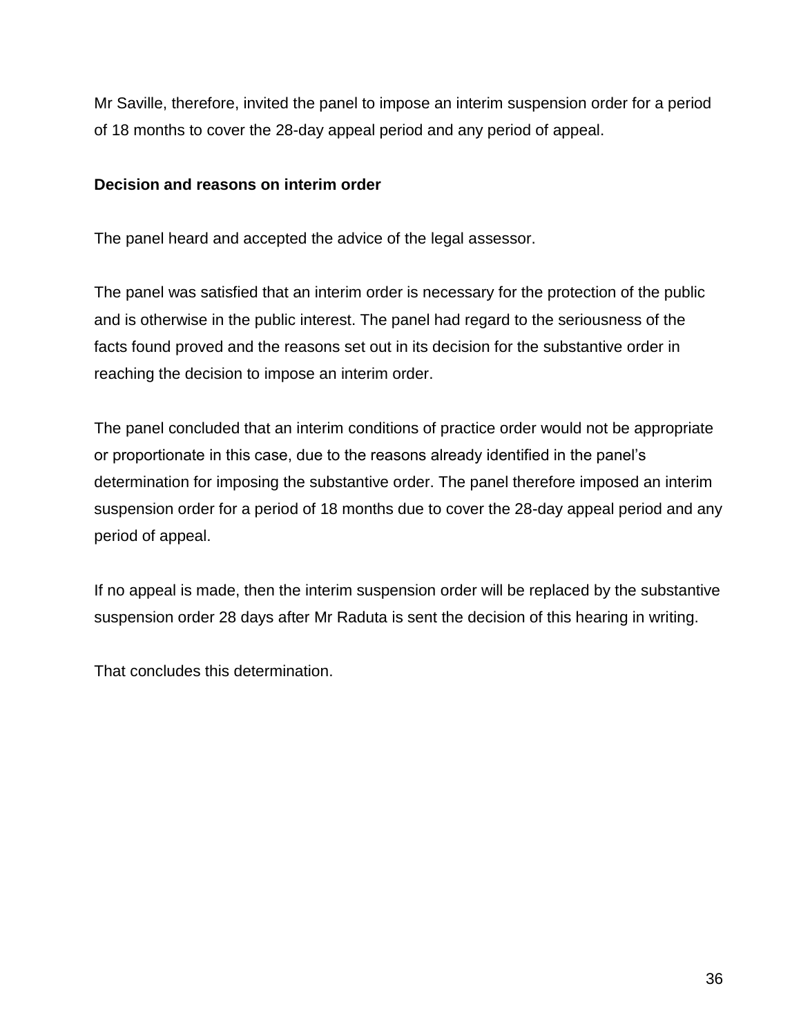Mr Saville, therefore, invited the panel to impose an interim suspension order for a period of 18 months to cover the 28-day appeal period and any period of appeal.

**Decision and reasons on interim order**

The panel heard and accepted the advice of the legal assessor.

The panel was satisfied that an interim order is necessary for the protection of the public and is otherwise in the public interest. The panel had regard to the seriousness of the facts found proved and the reasons set out in its decision for the substantive order in reaching the decision to impose an interim order.

The panel concluded that an interim conditions of practice order would not be appropriate or proportionate in this case, due to the reasons already identified in the panel's determination for imposing the substantive order. The panel therefore imposed an interim suspension order for a period of 18 months due to cover the 28-day appeal period and any period of appeal.

If no appeal is made, then the interim suspension order will be replaced by the substantive suspension order 28 days after Mr Raduta is sent the decision of this hearing in writing.

That concludes this determination.